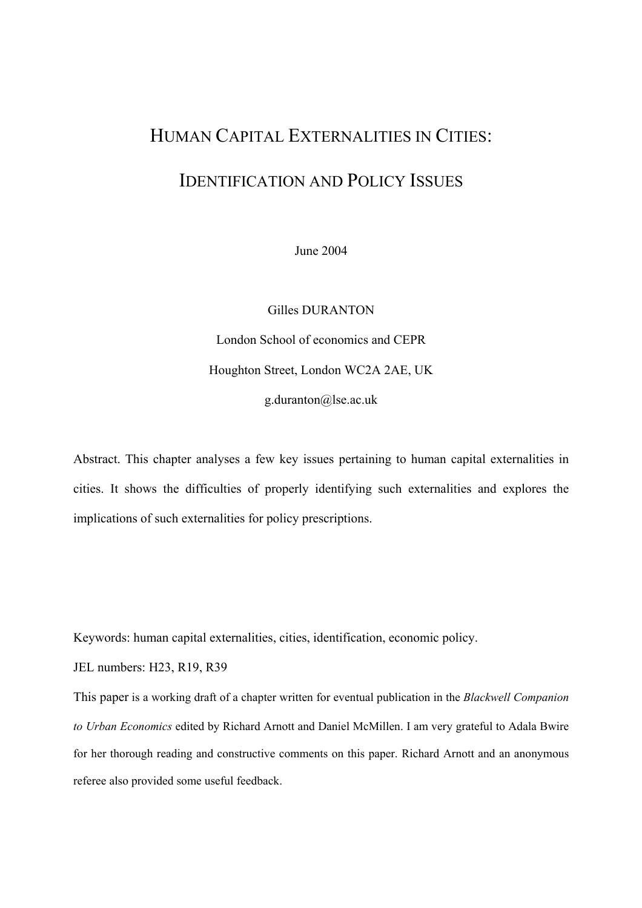# HUMAN CAPITAL EXTERNALITIES IN CITIES:

# IDENTIFICATION AND POLICY ISSUES

June 2004

Gilles DURANTON

London School of economics and CEPR

Houghton Street, London WC2A 2AE, UK

g.duranton@lse.ac.uk

Abstract. This chapter analyses a few key issues pertaining to human capital externalities in cities. It shows the difficulties of properly identifying such externalities and explores the implications of such externalities for policy prescriptions.

Keywords: human capital externalities, cities, identification, economic policy.

JEL numbers: H23, R19, R39

This paper is a working draft of a chapter written for eventual publication in the *Blackwell Companion to Urban Economics* edited by Richard Arnott and Daniel McMillen. I am very grateful to Adala Bwire for her thorough reading and constructive comments on this paper. Richard Arnott and an anonymous referee also provided some useful feedback.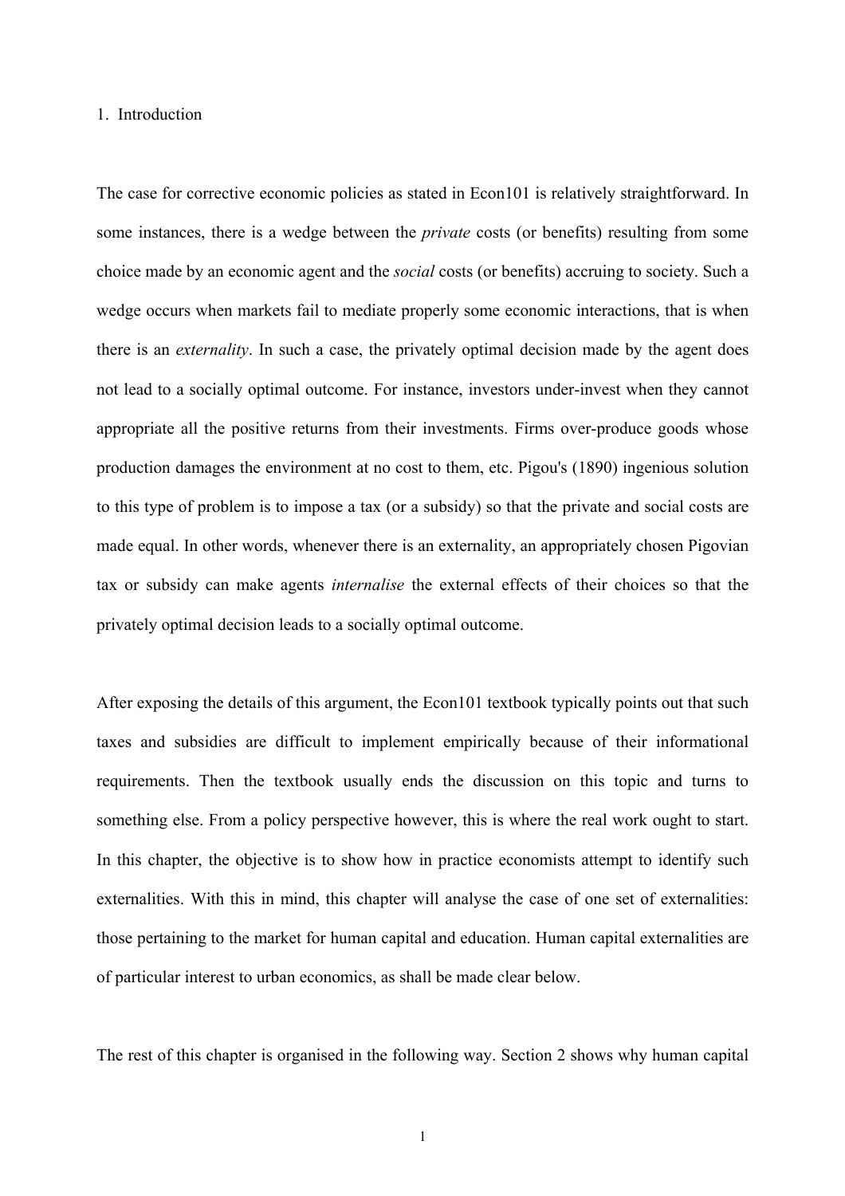# 1. Introduction

The case for corrective economic policies as stated in Econ101 is relatively straightforward. In some instances, there is a wedge between the *private* costs (or benefits) resulting from some choice made by an economic agent and the *social* costs (or benefits) accruing to society. Such a wedge occurs when markets fail to mediate properly some economic interactions, that is when there is an *externality*. In such a case, the privately optimal decision made by the agent does not lead to a socially optimal outcome. For instance, investors under-invest when they cannot appropriate all the positive returns from their investments. Firms over-produce goods whose production damages the environment at no cost to them, etc. Pigou's (1890) ingenious solution to this type of problem is to impose a tax (or a subsidy) so that the private and social costs are made equal. In other words, whenever there is an externality, an appropriately chosen Pigovian tax or subsidy can make agents *internalise* the external effects of their choices so that the privately optimal decision leads to a socially optimal outcome.

After exposing the details of this argument, the Econ101 textbook typically points out that such taxes and subsidies are difficult to implement empirically because of their informational requirements. Then the textbook usually ends the discussion on this topic and turns to something else. From a policy perspective however, this is where the real work ought to start. In this chapter, the objective is to show how in practice economists attempt to identify such externalities. With this in mind, this chapter will analyse the case of one set of externalities: those pertaining to the market for human capital and education. Human capital externalities are of particular interest to urban economics, as shall be made clear below.

The rest of this chapter is organised in the following way. Section 2 shows why human capital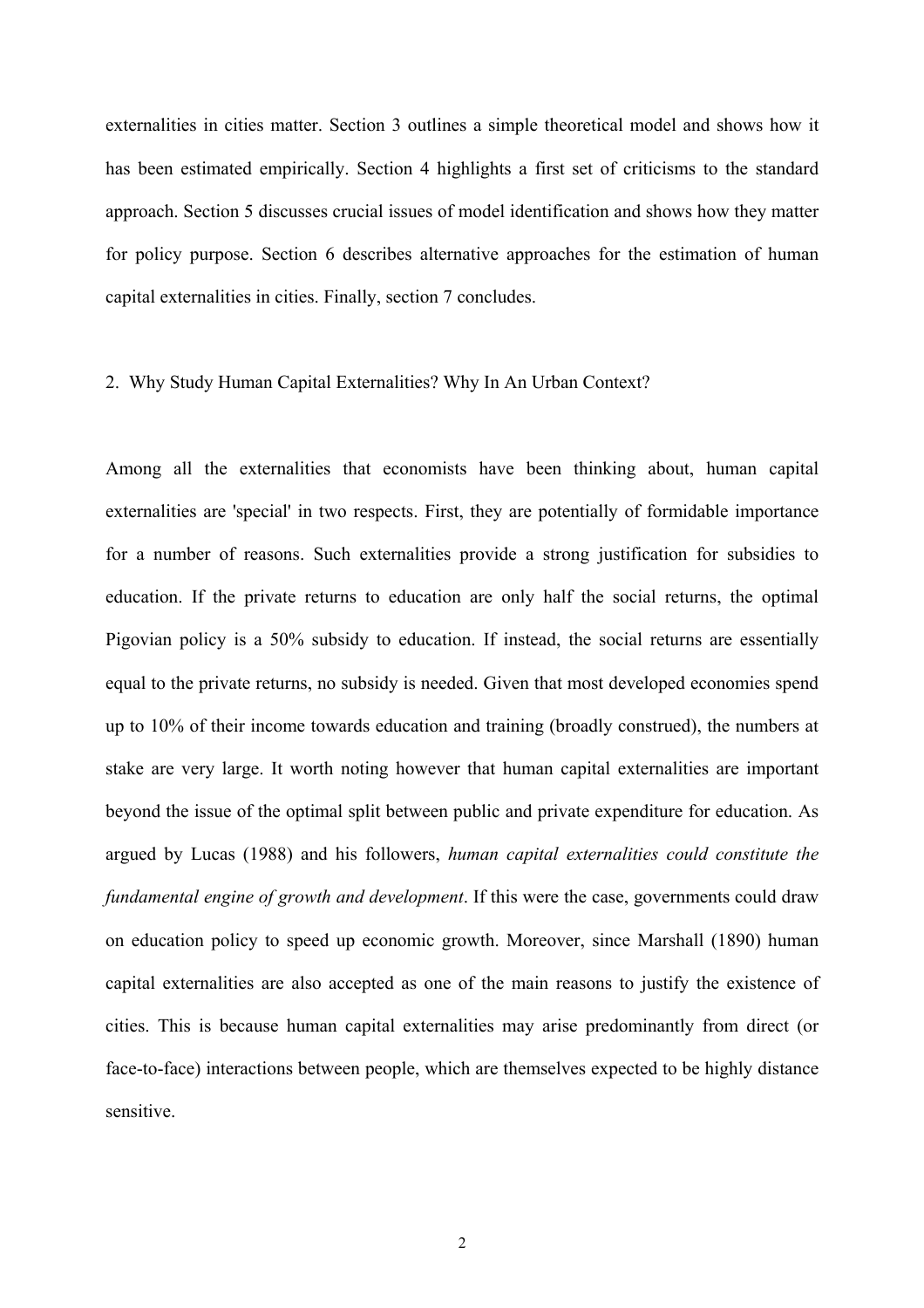externalities in cities matter. Section 3 outlines a simple theoretical model and shows how it has been estimated empirically. Section 4 highlights a first set of criticisms to the standard approach. Section 5 discusses crucial issues of model identification and shows how they matter for policy purpose. Section 6 describes alternative approaches for the estimation of human capital externalities in cities. Finally, section 7 concludes.

## 2. Why Study Human Capital Externalities? Why In An Urban Context?

Among all the externalities that economists have been thinking about, human capital externalities are 'special' in two respects. First, they are potentially of formidable importance for a number of reasons. Such externalities provide a strong justification for subsidies to education. If the private returns to education are only half the social returns, the optimal Pigovian policy is a 50% subsidy to education. If instead, the social returns are essentially equal to the private returns, no subsidy is needed. Given that most developed economies spend up to 10% of their income towards education and training (broadly construed), the numbers at stake are very large. It worth noting however that human capital externalities are important beyond the issue of the optimal split between public and private expenditure for education. As argued by Lucas (1988) and his followers, *human capital externalities could constitute the fundamental engine of growth and development*. If this were the case, governments could draw on education policy to speed up economic growth. Moreover, since Marshall (1890) human capital externalities are also accepted as one of the main reasons to justify the existence of cities. This is because human capital externalities may arise predominantly from direct (or face-to-face) interactions between people, which are themselves expected to be highly distance sensitive.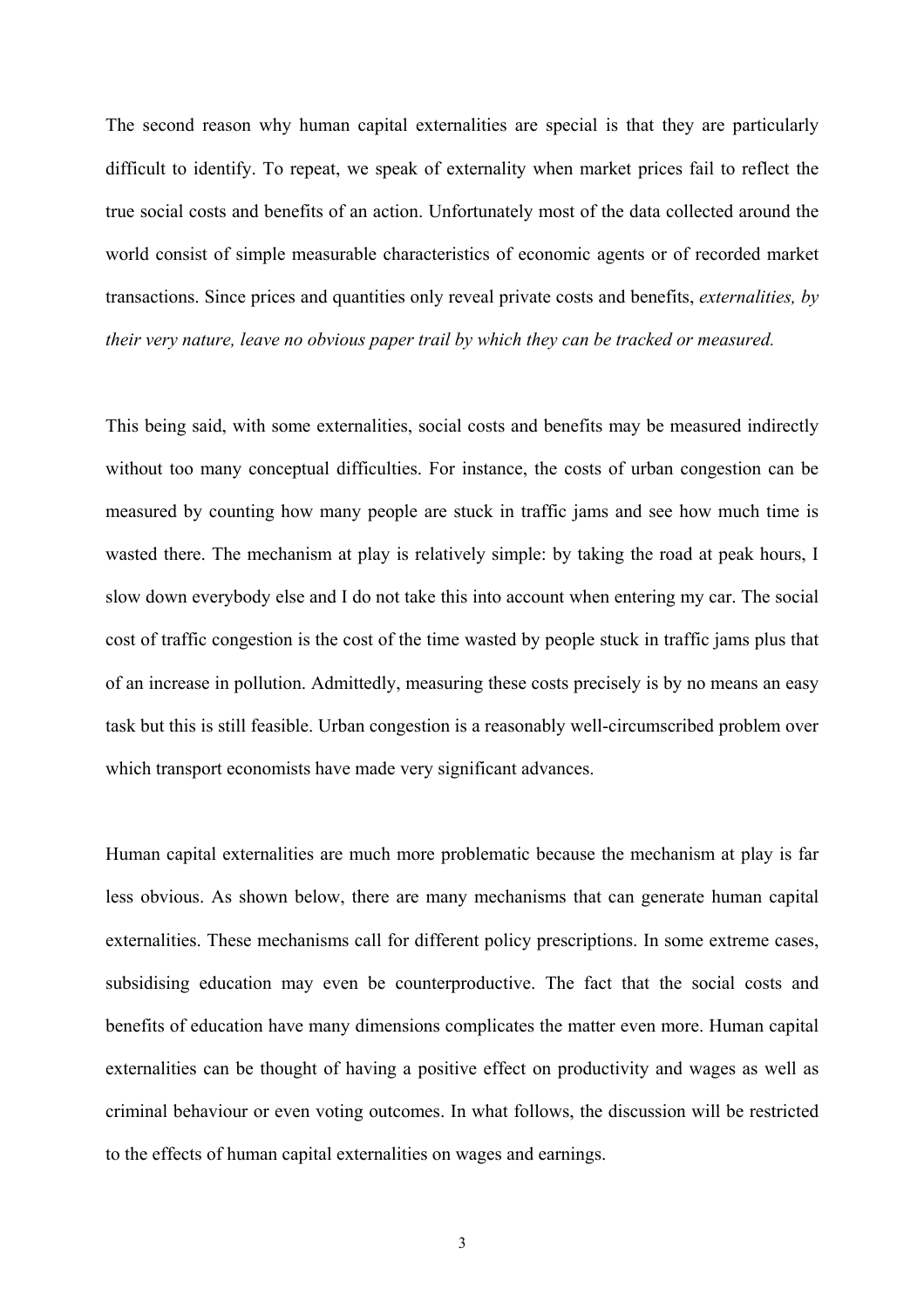The second reason why human capital externalities are special is that they are particularly difficult to identify. To repeat, we speak of externality when market prices fail to reflect the true social costs and benefits of an action. Unfortunately most of the data collected around the world consist of simple measurable characteristics of economic agents or of recorded market transactions. Since prices and quantities only reveal private costs and benefits, *externalities, by their very nature, leave no obvious paper trail by which they can be tracked or measured.*

This being said, with some externalities, social costs and benefits may be measured indirectly without too many conceptual difficulties. For instance, the costs of urban congestion can be measured by counting how many people are stuck in traffic jams and see how much time is wasted there. The mechanism at play is relatively simple: by taking the road at peak hours, I slow down everybody else and I do not take this into account when entering my car. The social cost of traffic congestion is the cost of the time wasted by people stuck in traffic jams plus that of an increase in pollution. Admittedly, measuring these costs precisely is by no means an easy task but this is still feasible. Urban congestion is a reasonably well-circumscribed problem over which transport economists have made very significant advances.

Human capital externalities are much more problematic because the mechanism at play is far less obvious. As shown below, there are many mechanisms that can generate human capital externalities. These mechanisms call for different policy prescriptions. In some extreme cases, subsidising education may even be counterproductive. The fact that the social costs and benefits of education have many dimensions complicates the matter even more. Human capital externalities can be thought of having a positive effect on productivity and wages as well as criminal behaviour or even voting outcomes. In what follows, the discussion will be restricted to the effects of human capital externalities on wages and earnings.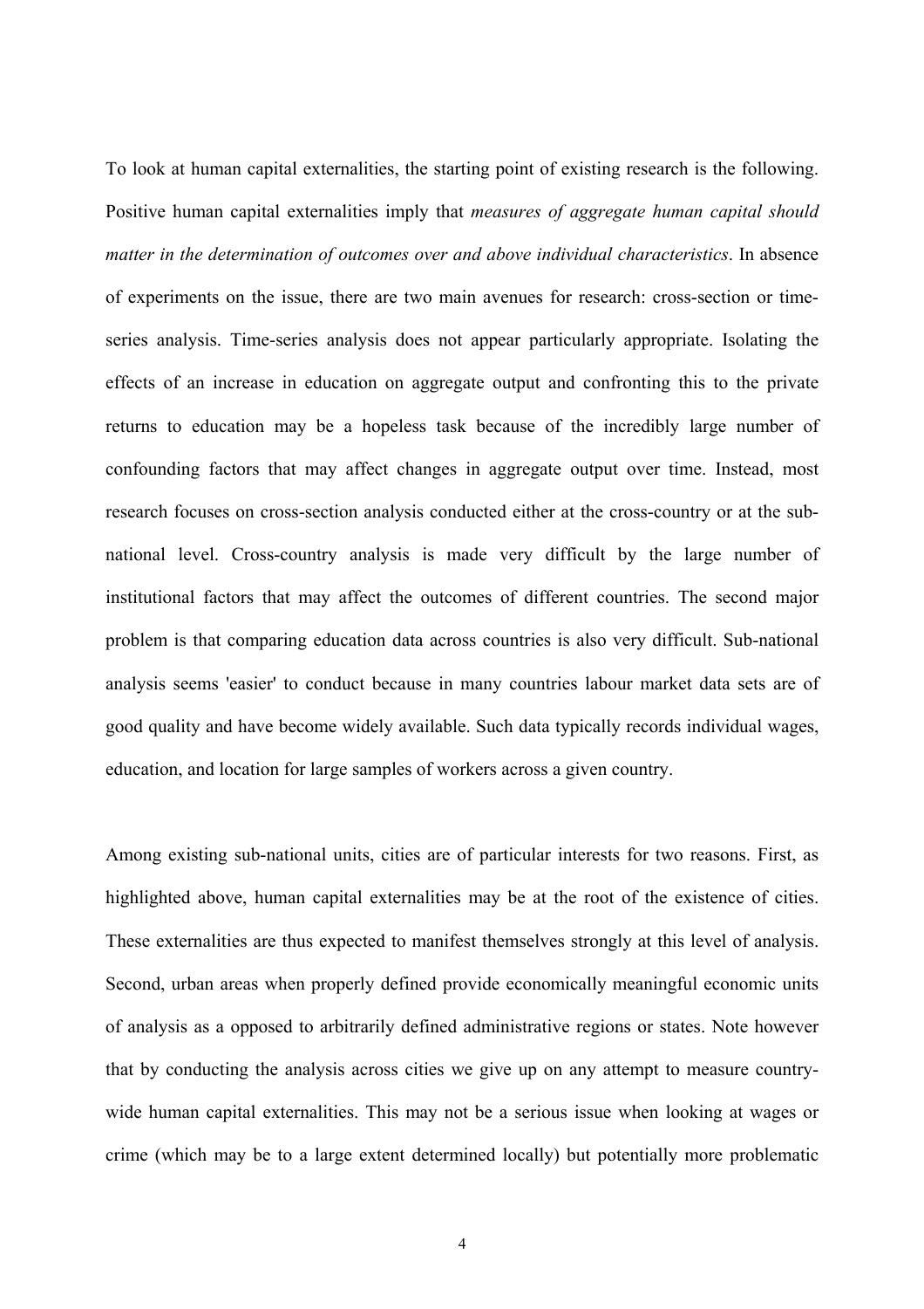To look at human capital externalities, the starting point of existing research is the following. Positive human capital externalities imply that *measures of aggregate human capital should matter in the determination of outcomes over and above individual characteristics*. In absence of experiments on the issue, there are two main avenues for research: cross-section or time-series analysis. Time-series analysis does not appear particularly appropriate. Isolating the effects of an increase in education on aggregate output and confronting this to the private returns to education may be a hopeless task because of the incredibly large number of confounding factors that may affect changes in aggregate output over time. Instead, most research focuses on cross-section analysis conducted either at the cross-country or at the sub-national level. Cross-country analysis is made very difficult by the large number of institutional factors that may affect the outcomes of different countries. The second major problem is that comparing education data across countries is also very difficult. Sub-national analysis seems 'easier' to conduct because in many countries labour market data sets are of good quality and have become widely available. Such data typically records individual wages, education, and location for large samples of workers across a given country.

Among existing sub-national units, cities are of particular interests for two reasons. First, as highlighted above, human capital externalities may be at the root of the existence of cities. These externalities are thus expected to manifest themselves strongly at this level of analysis. Second, urban areas when properly defined provide economically meaningful economic units of analysis as a opposed to arbitrarily defined administrative regions or states. Note however that by conducting the analysis across cities we give up on any attempt to measure country-wide human capital externalities. This may not be a serious issue when looking at wages or crime (which may be to a large extent determined locally) but potentially more problematic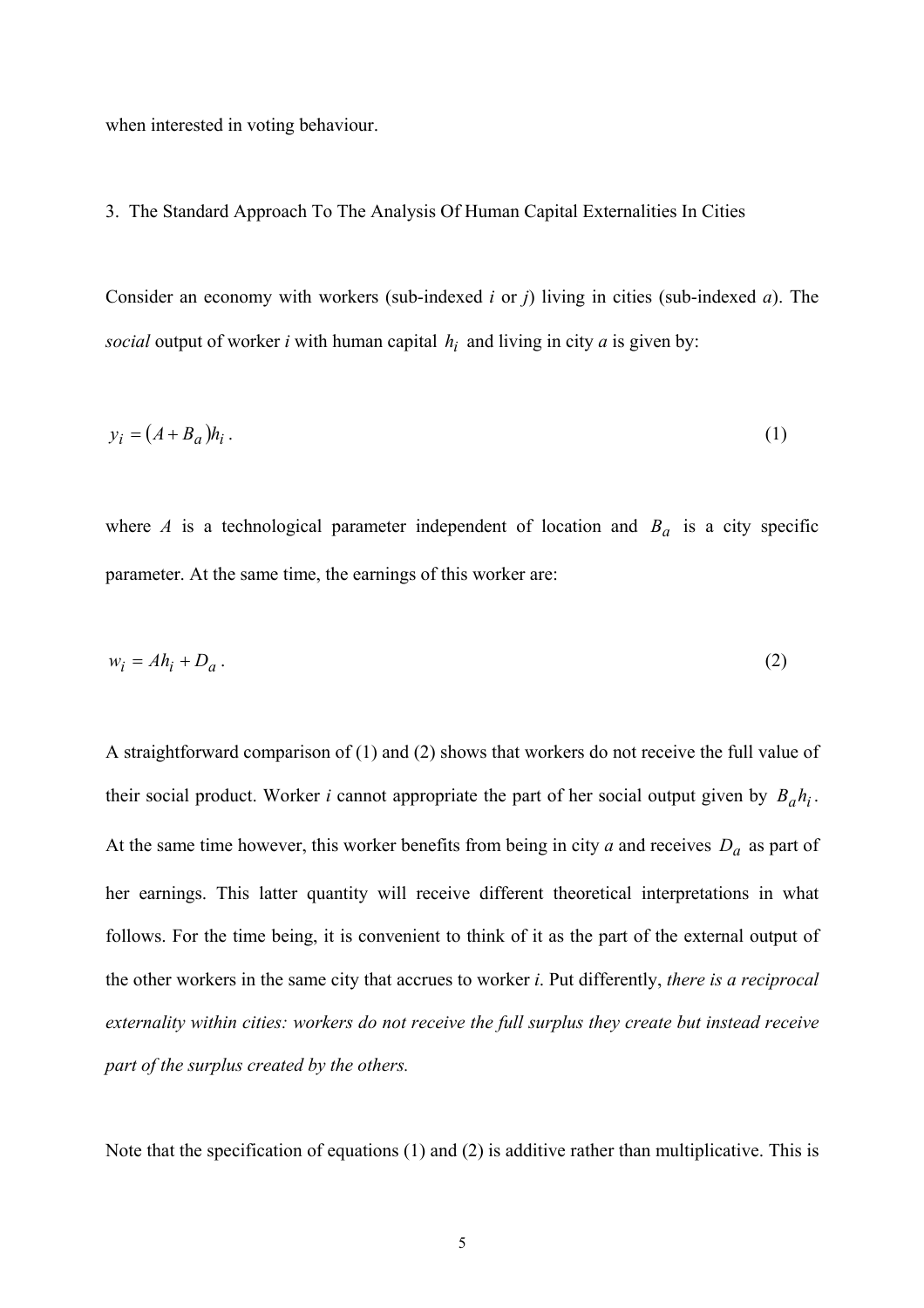when interested in voting behaviour.

## 3. The Standard Approach To The Analysis Of Human Capital Externalities In Cities

Consider an economy with workers (sub-indexed *i* or *j*) living in cities (sub-indexed *a*). The *social* output of worker *i* with human capital $h_i$ and living in city *a* is given by:

$$y_i = (A + B_a)h_i \,. \tag{1}$$

where *A* is a technological parameter independent of location and $B_a$ is a city specific parameter. At the same time, the earnings of this worker are:

$$w_i = Ah_i + D_a \,. \tag{2}$$

A straightforward comparison of (1) and (2) shows that workers do not receive the full value of their social product. Worker *i* cannot appropriate the part of her social output given by $B_a h_i$. At the same time however, this worker benefits from being in city *a* and receives $D_a$ as part of her earnings. This latter quantity will receive different theoretical interpretations in what follows. For the time being, it is convenient to think of it as the part of the external output of the other workers in the same city that accrues to worker *i*. Put differently, *there is a reciprocal externality within cities: workers do not receive the full surplus they create but instead receive part of the surplus created by the others.*

Note that the specification of equations (1) and (2) is additive rather than multiplicative. This is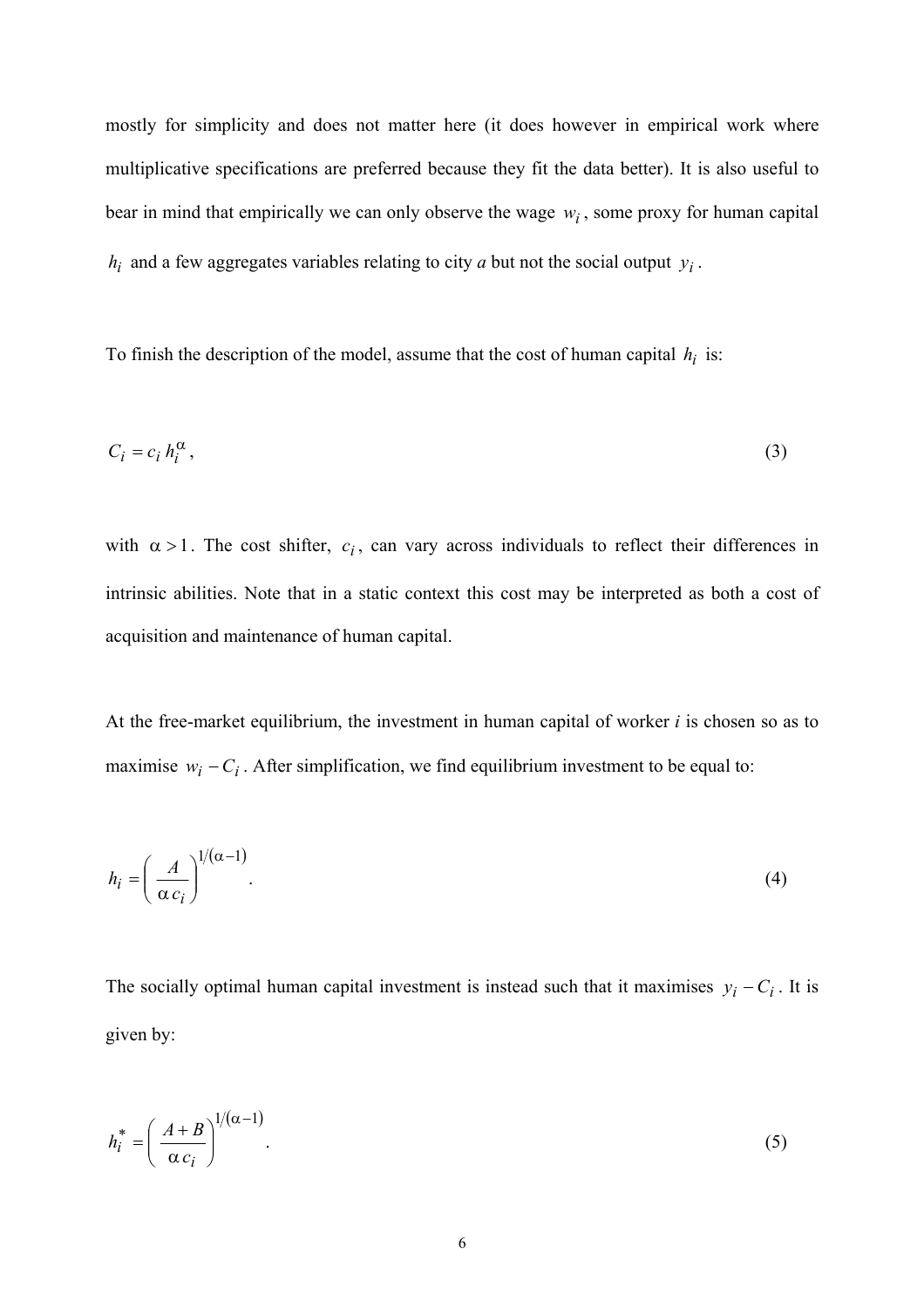mostly for simplicity and does not matter here (it does however in empirical work where multiplicative specifications are preferred because they fit the data better). It is also useful to bear in mind that empirically we can only observe the wage $w_i$, some proxy for human capital $h_i$ and a few aggregates variables relating to city *a* but not the social output $y_i$.

To finish the description of the model, assume that the cost of human capital $h_i$ is:

$$C_i = c_i \, h_i^{\alpha}, \tag{3}$$

with $\alpha > 1$. The cost shifter, $c_i$, can vary across individuals to reflect their differences in intrinsic abilities. Note that in a static context this cost may be interpreted as both a cost of acquisition and maintenance of human capital.

At the free-market equilibrium, the investment in human capital of worker *i* is chosen so as to maximise $w_i - C_i$. After simplification, we find equilibrium investment to be equal to:

$$h_i = \left( \frac{A}{\alpha \, c_i} \right)^{1/(\alpha - 1)}. \tag{4}$$

The socially optimal human capital investment is instead such that it maximises $y_i - C_i$. It is given by:

$$h_i^* = \left( \frac{A + B}{\alpha \, c_i} \right)^{1/(\alpha - 1)}. \tag{5}$$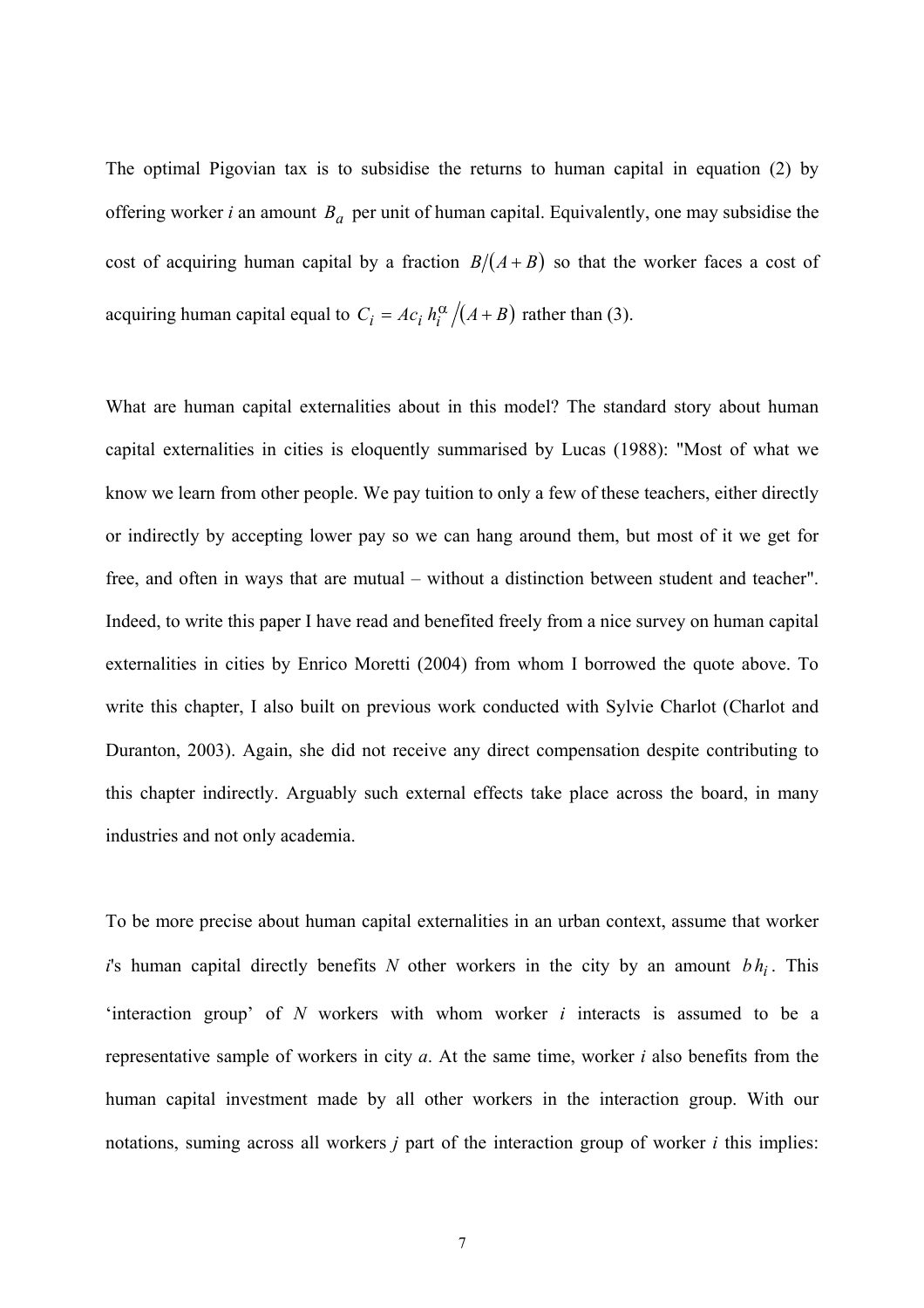The optimal Pigovian tax is to subsidise the returns to human capital in equation (2) by offering worker *i* an amount $B_a$ per unit of human capital. Equivalently, one may subsidise the cost of acquiring human capital by a fraction $B/(A+B)$ so that the worker faces a cost of acquiring human capital equal to $C_i = Ac_i h_i^{\alpha} / (A+B)$ rather than (3).

What are human capital externalities about in this model? The standard story about human capital externalities in cities is eloquently summarised by Lucas (1988): "Most of what we know we learn from other people. We pay tuition to only a few of these teachers, either directly or indirectly by accepting lower pay so we can hang around them, but most of it we get for free, and often in ways that are mutual – without a distinction between student and teacher". Indeed, to write this paper I have read and benefited freely from a nice survey on human capital externalities in cities by Enrico Moretti (2004) from whom I borrowed the quote above. To write this chapter, I also built on previous work conducted with Sylvie Charlot (Charlot and Duranton, 2003). Again, she did not receive any direct compensation despite contributing to this chapter indirectly. Arguably such external effects take place across the board, in many industries and not only academia.

To be more precise about human capital externalities in an urban context, assume that worker *i*'s human capital directly benefits *N* other workers in the city by an amount $b h_i$. This 'interaction group' of *N* workers with whom worker *i* interacts is assumed to be a representative sample of workers in city *a*. At the same time, worker *i* also benefits from the human capital investment made by all other workers in the interaction group. With our notations, suming across all workers *j* part of the interaction group of worker *i* this implies: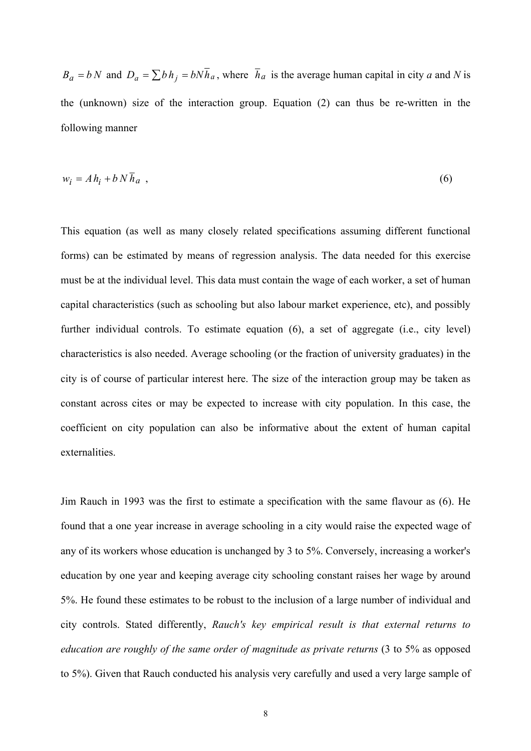$B_a = bN$ and $D_a = \sum b h_j = bN\overline{h}_a$, where $\overline{h}_a$ is the average human capital in city *a* and *N* is the (unknown) size of the interaction group. Equation (2) can thus be re-written in the following manner

$$w_i = A h_i + b N \overline{h}_a \ , \qquad (6)$$

This equation (as well as many closely related specifications assuming different functional forms) can be estimated by means of regression analysis. The data needed for this exercise must be at the individual level. This data must contain the wage of each worker, a set of human capital characteristics (such as schooling but also labour market experience, etc), and possibly further individual controls. To estimate equation (6), a set of aggregate (i.e., city level) characteristics is also needed. Average schooling (or the fraction of university graduates) in the city is of course of particular interest here. The size of the interaction group may be taken as constant across cites or may be expected to increase with city population. In this case, the coefficient on city population can also be informative about the extent of human capital externalities.

Jim Rauch in 1993 was the first to estimate a specification with the same flavour as (6). He found that a one year increase in average schooling in a city would raise the expected wage of any of its workers whose education is unchanged by 3 to 5%. Conversely, increasing a worker's education by one year and keeping average city schooling constant raises her wage by around 5%. He found these estimates to be robust to the inclusion of a large number of individual and city controls. Stated differently, *Rauch's key empirical result is that external returns to education are roughly of the same order of magnitude as private returns* (3 to 5% as opposed to 5%). Given that Rauch conducted his analysis very carefully and used a very large sample of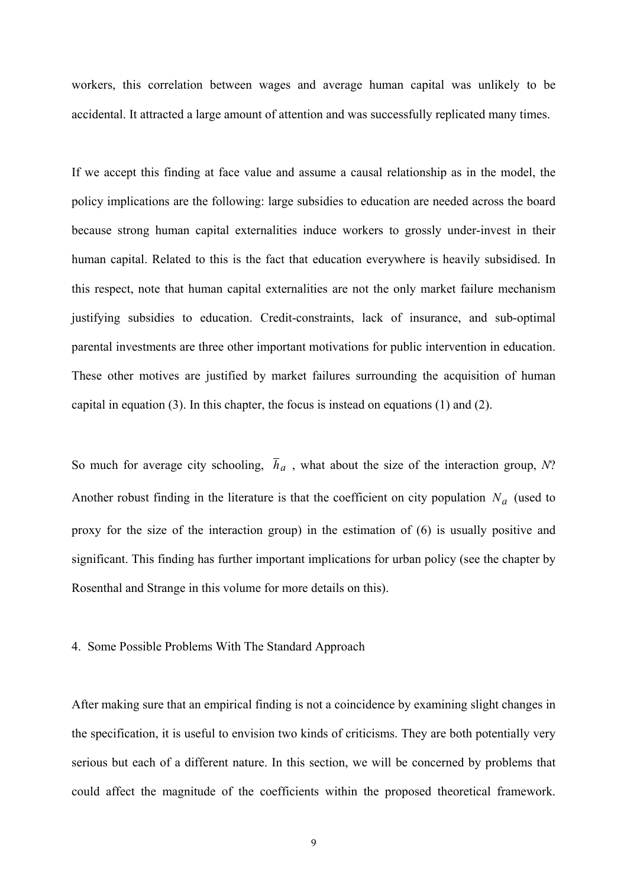workers, this correlation between wages and average human capital was unlikely to be accidental. It attracted a large amount of attention and was successfully replicated many times.

If we accept this finding at face value and assume a causal relationship as in the model, the policy implications are the following: large subsidies to education are needed across the board because strong human capital externalities induce workers to grossly under-invest in their human capital. Related to this is the fact that education everywhere is heavily subsidised. In this respect, note that human capital externalities are not the only market failure mechanism justifying subsidies to education. Credit-constraints, lack of insurance, and sub-optimal parental investments are three other important motivations for public intervention in education. These other motives are justified by market failures surrounding the acquisition of human capital in equation (3). In this chapter, the focus is instead on equations (1) and (2).

So much for average city schooling, $\overline{h}_a$, what about the size of the interaction group, *N*? Another robust finding in the literature is that the coefficient on city population $N_a$ (used to proxy for the size of the interaction group) in the estimation of (6) is usually positive and significant. This finding has further important implications for urban policy (see the chapter by Rosenthal and Strange in this volume for more details on this).

## 4. Some Possible Problems With The Standard Approach

After making sure that an empirical finding is not a coincidence by examining slight changes in the specification, it is useful to envision two kinds of criticisms. They are both potentially very serious but each of a different nature. In this section, we will be concerned by problems that could affect the magnitude of the coefficients within the proposed theoretical framework.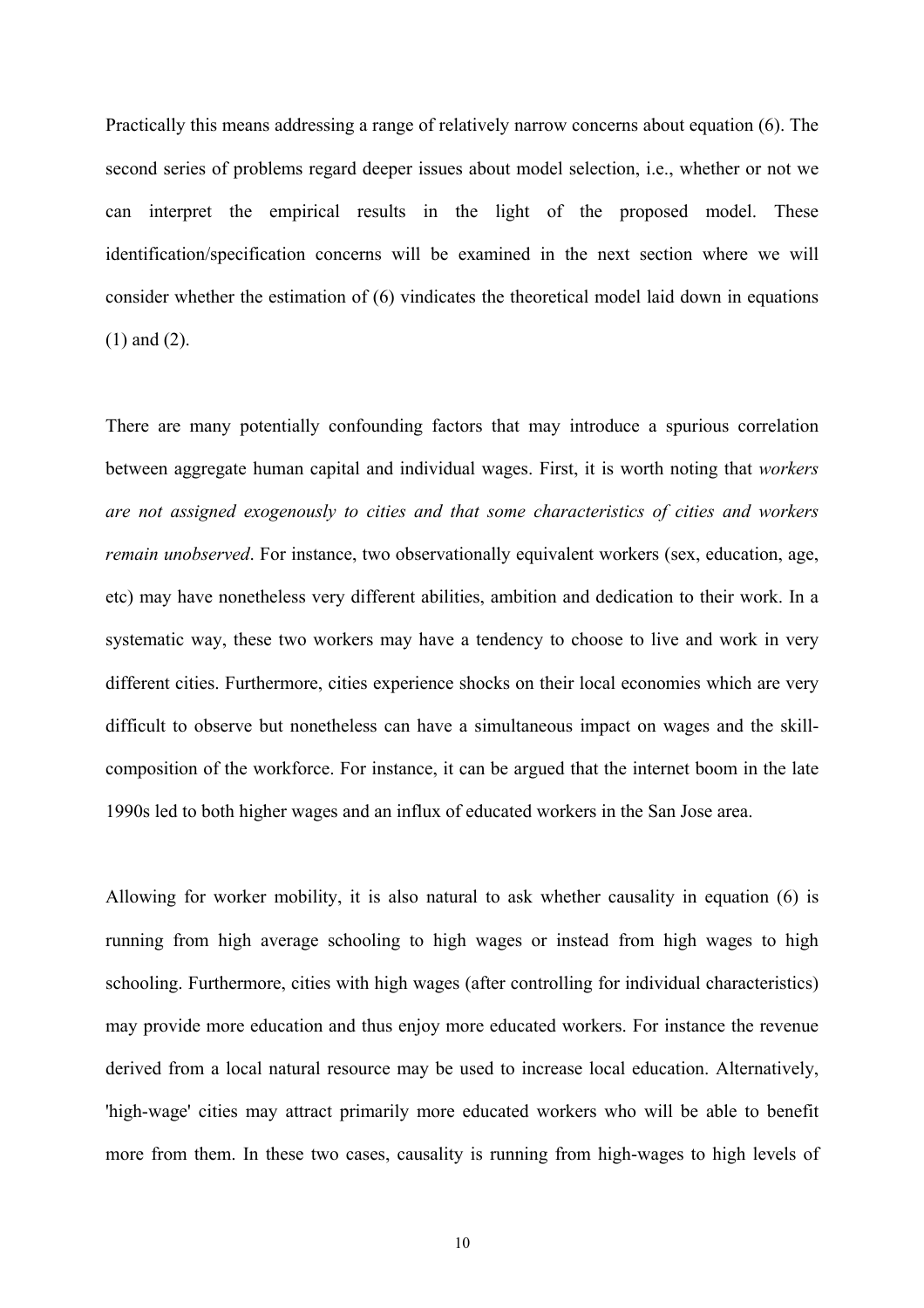Practically this means addressing a range of relatively narrow concerns about equation (6). The second series of problems regard deeper issues about model selection, i.e., whether or not we can interpret the empirical results in the light of the proposed model. These identification/specification concerns will be examined in the next section where we will consider whether the estimation of (6) vindicates the theoretical model laid down in equations (1) and (2).

There are many potentially confounding factors that may introduce a spurious correlation between aggregate human capital and individual wages. First, it is worth noting that *workers are not assigned exogenously to cities and that some characteristics of cities and workers remain unobserved*. For instance, two observationally equivalent workers (sex, education, age, etc) may have nonetheless very different abilities, ambition and dedication to their work. In a systematic way, these two workers may have a tendency to choose to live and work in very different cities. Furthermore, cities experience shocks on their local economies which are very difficult to observe but nonetheless can have a simultaneous impact on wages and the skill-composition of the workforce. For instance, it can be argued that the internet boom in the late 1990s led to both higher wages and an influx of educated workers in the San Jose area.

Allowing for worker mobility, it is also natural to ask whether causality in equation (6) is running from high average schooling to high wages or instead from high wages to high schooling. Furthermore, cities with high wages (after controlling for individual characteristics) may provide more education and thus enjoy more educated workers. For instance the revenue derived from a local natural resource may be used to increase local education. Alternatively, 'high-wage' cities may attract primarily more educated workers who will be able to benefit more from them. In these two cases, causality is running from high-wages to high levels of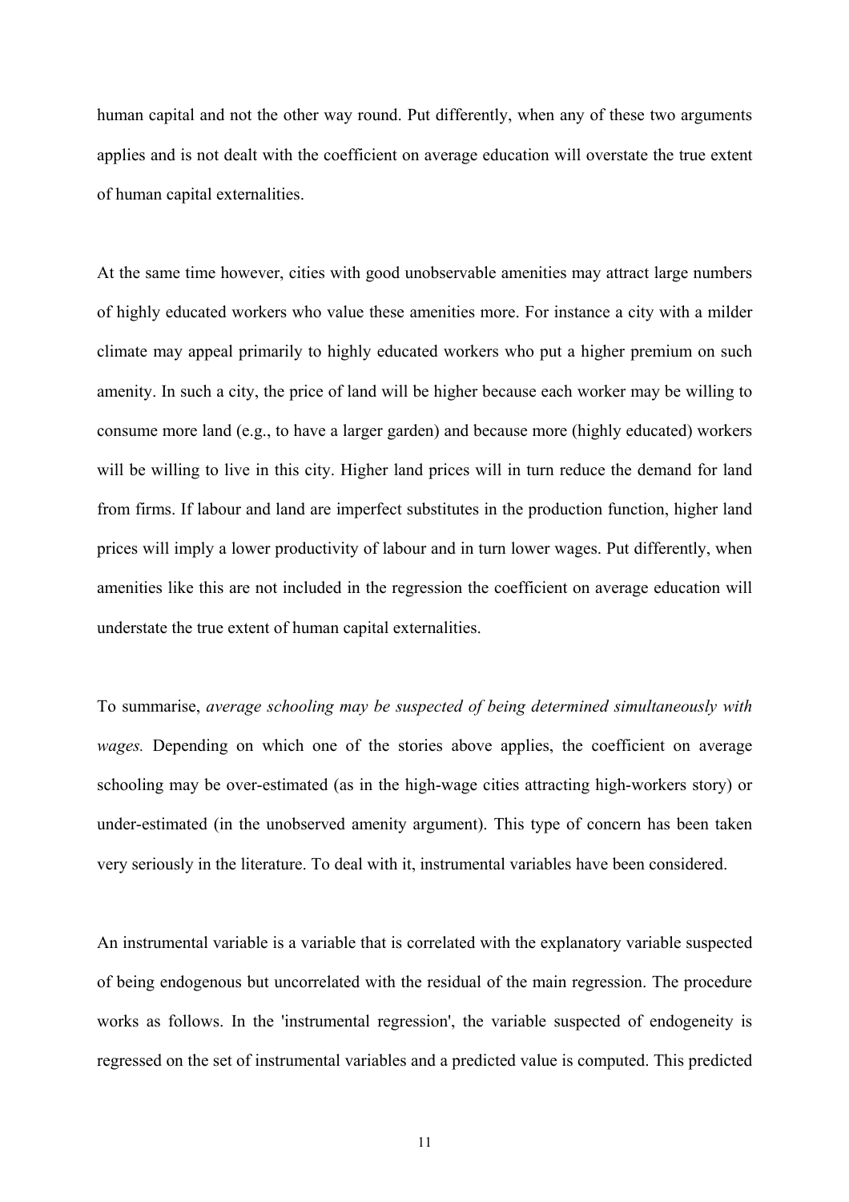human capital and not the other way round. Put differently, when any of these two arguments applies and is not dealt with the coefficient on average education will overstate the true extent of human capital externalities.

At the same time however, cities with good unobservable amenities may attract large numbers of highly educated workers who value these amenities more. For instance a city with a milder climate may appeal primarily to highly educated workers who put a higher premium on such amenity. In such a city, the price of land will be higher because each worker may be willing to consume more land (e.g., to have a larger garden) and because more (highly educated) workers will be willing to live in this city. Higher land prices will in turn reduce the demand for land from firms. If labour and land are imperfect substitutes in the production function, higher land prices will imply a lower productivity of labour and in turn lower wages. Put differently, when amenities like this are not included in the regression the coefficient on average education will understate the true extent of human capital externalities.

To summarise, *average schooling may be suspected of being determined simultaneously with wages.* Depending on which one of the stories above applies, the coefficient on average schooling may be over-estimated (as in the high-wage cities attracting high-workers story) or under-estimated (in the unobserved amenity argument). This type of concern has been taken very seriously in the literature. To deal with it, instrumental variables have been considered.

An instrumental variable is a variable that is correlated with the explanatory variable suspected of being endogenous but uncorrelated with the residual of the main regression. The procedure works as follows. In the 'instrumental regression', the variable suspected of endogeneity is regressed on the set of instrumental variables and a predicted value is computed. This predicted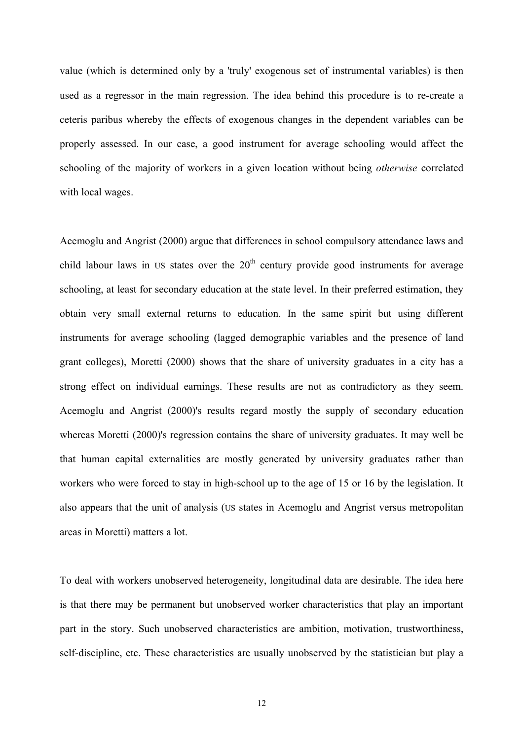value (which is determined only by a 'truly' exogenous set of instrumental variables) is then used as a regressor in the main regression. The idea behind this procedure is to re-create a ceteris paribus whereby the effects of exogenous changes in the dependent variables can be properly assessed. In our case, a good instrument for average schooling would affect the schooling of the majority of workers in a given location without being *otherwise* correlated with local wages.

Acemoglu and Angrist (2000) argue that differences in school compulsory attendance laws and child labour laws in US states over the 20th century provide good instruments for average schooling, at least for secondary education at the state level. In their preferred estimation, they obtain very small external returns to education. In the same spirit but using different instruments for average schooling (lagged demographic variables and the presence of land grant colleges), Moretti (2000) shows that the share of university graduates in a city has a strong effect on individual earnings. These results are not as contradictory as they seem. Acemoglu and Angrist (2000)'s results regard mostly the supply of secondary education whereas Moretti (2000)'s regression contains the share of university graduates. It may well be that human capital externalities are mostly generated by university graduates rather than workers who were forced to stay in high-school up to the age of 15 or 16 by the legislation. It also appears that the unit of analysis (US states in Acemoglu and Angrist versus metropolitan areas in Moretti) matters a lot.

To deal with workers unobserved heterogeneity, longitudinal data are desirable. The idea here is that there may be permanent but unobserved worker characteristics that play an important part in the story. Such unobserved characteristics are ambition, motivation, trustworthiness, self-discipline, etc. These characteristics are usually unobserved by the statistician but play a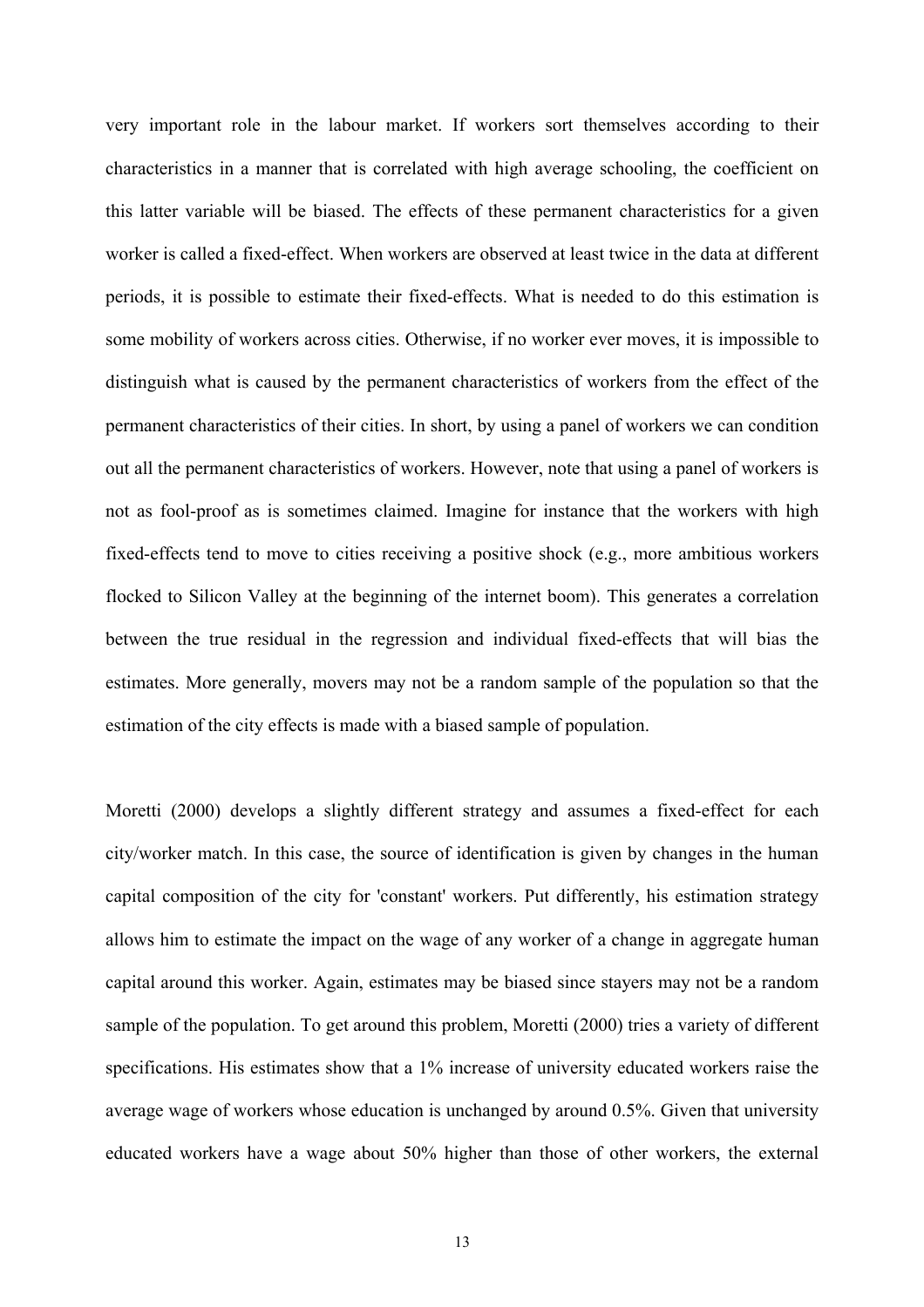very important role in the labour market. If workers sort themselves according to their characteristics in a manner that is correlated with high average schooling, the coefficient on this latter variable will be biased. The effects of these permanent characteristics for a given worker is called a fixed-effect. When workers are observed at least twice in the data at different periods, it is possible to estimate their fixed-effects. What is needed to do this estimation is some mobility of workers across cities. Otherwise, if no worker ever moves, it is impossible to distinguish what is caused by the permanent characteristics of workers from the effect of the permanent characteristics of their cities. In short, by using a panel of workers we can condition out all the permanent characteristics of workers. However, note that using a panel of workers is not as fool-proof as is sometimes claimed. Imagine for instance that the workers with high fixed-effects tend to move to cities receiving a positive shock (e.g., more ambitious workers flocked to Silicon Valley at the beginning of the internet boom). This generates a correlation between the true residual in the regression and individual fixed-effects that will bias the estimates. More generally, movers may not be a random sample of the population so that the estimation of the city effects is made with a biased sample of population.

Moretti (2000) develops a slightly different strategy and assumes a fixed-effect for each city/worker match. In this case, the source of identification is given by changes in the human capital composition of the city for 'constant' workers. Put differently, his estimation strategy allows him to estimate the impact on the wage of any worker of a change in aggregate human capital around this worker. Again, estimates may be biased since stayers may not be a random sample of the population. To get around this problem, Moretti (2000) tries a variety of different specifications. His estimates show that a 1% increase of university educated workers raise the average wage of workers whose education is unchanged by around 0.5%. Given that university educated workers have a wage about 50% higher than those of other workers, the external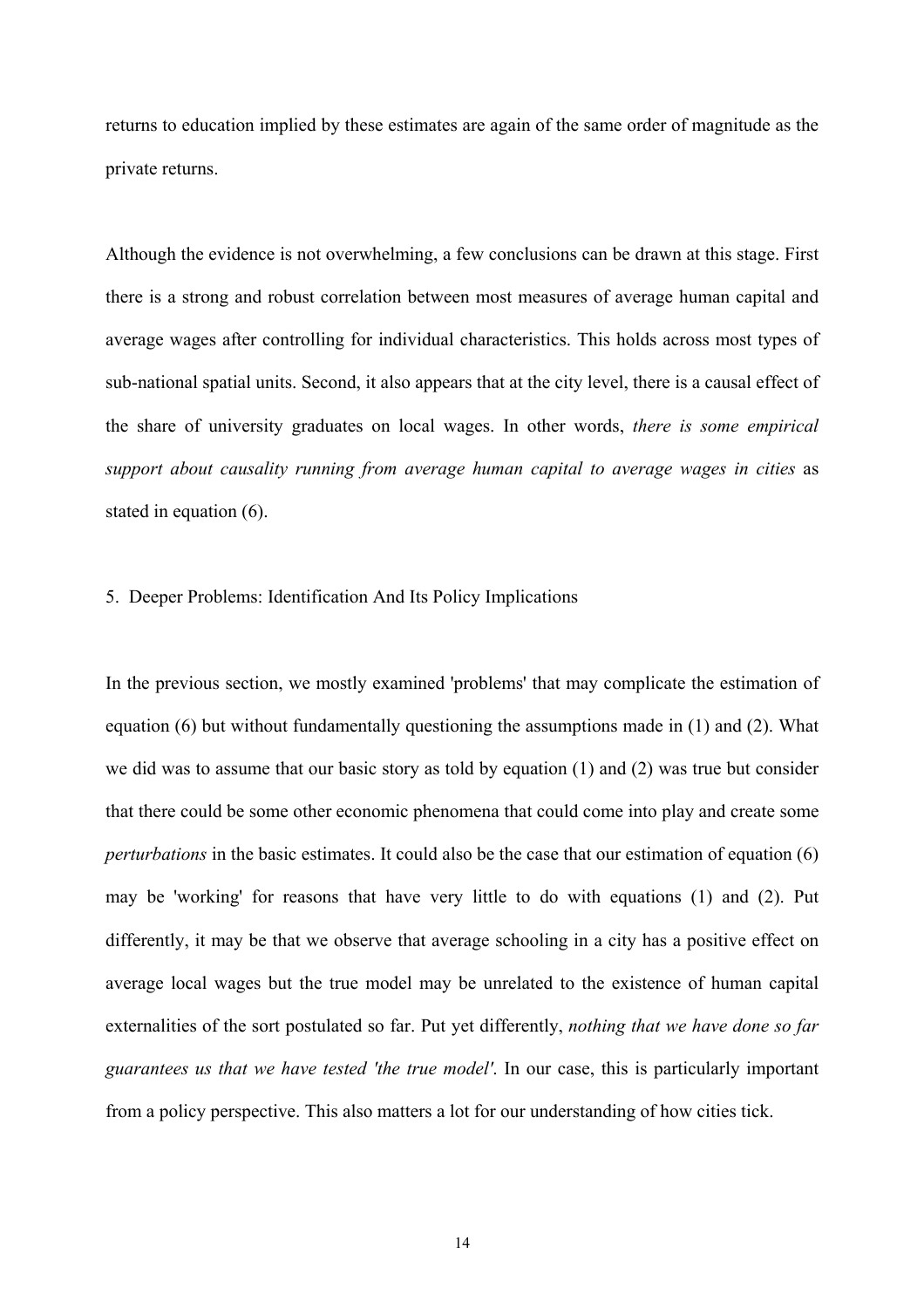returns to education implied by these estimates are again of the same order of magnitude as the private returns.

Although the evidence is not overwhelming, a few conclusions can be drawn at this stage. First there is a strong and robust correlation between most measures of average human capital and average wages after controlling for individual characteristics. This holds across most types of sub-national spatial units. Second, it also appears that at the city level, there is a causal effect of the share of university graduates on local wages. In other words, *there is some empirical support about causality running from average human capital to average wages in cities* as stated in equation (6).

## 5. Deeper Problems: Identification And Its Policy Implications

In the previous section, we mostly examined 'problems' that may complicate the estimation of equation (6) but without fundamentally questioning the assumptions made in (1) and (2). What we did was to assume that our basic story as told by equation (1) and (2) was true but consider that there could be some other economic phenomena that could come into play and create some *perturbations* in the basic estimates. It could also be the case that our estimation of equation (6) may be 'working' for reasons that have very little to do with equations (1) and (2). Put differently, it may be that we observe that average schooling in a city has a positive effect on average local wages but the true model may be unrelated to the existence of human capital externalities of the sort postulated so far. Put yet differently, *nothing that we have done so far guarantees us that we have tested 'the true model'*. In our case, this is particularly important from a policy perspective. This also matters a lot for our understanding of how cities tick.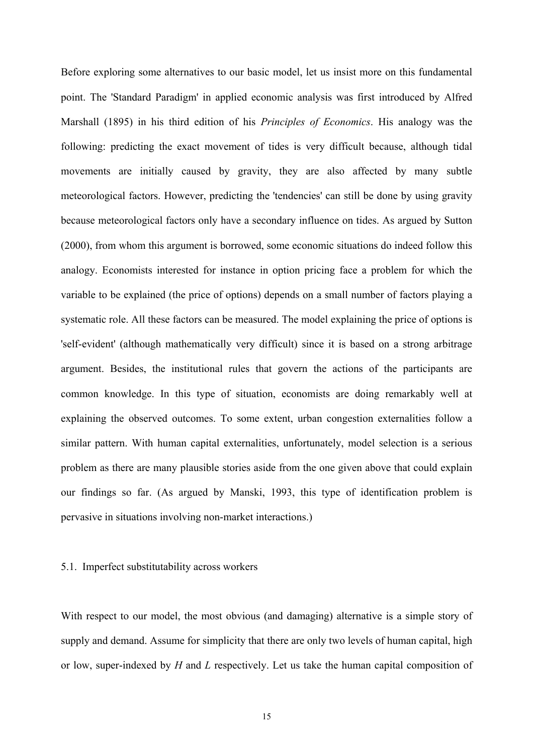Before exploring some alternatives to our basic model, let us insist more on this fundamental point. The 'Standard Paradigm' in applied economic analysis was first introduced by Alfred Marshall (1895) in his third edition of his *Principles of Economics*. His analogy was the following: predicting the exact movement of tides is very difficult because, although tidal movements are initially caused by gravity, they are also affected by many subtle meteorological factors. However, predicting the 'tendencies' can still be done by using gravity because meteorological factors only have a secondary influence on tides. As argued by Sutton (2000), from whom this argument is borrowed, some economic situations do indeed follow this analogy. Economists interested for instance in option pricing face a problem for which the variable to be explained (the price of options) depends on a small number of factors playing a systematic role. All these factors can be measured. The model explaining the price of options is 'self-evident' (although mathematically very difficult) since it is based on a strong arbitrage argument. Besides, the institutional rules that govern the actions of the participants are common knowledge. In this type of situation, economists are doing remarkably well at explaining the observed outcomes. To some extent, urban congestion externalities follow a similar pattern. With human capital externalities, unfortunately, model selection is a serious problem as there are many plausible stories aside from the one given above that could explain our findings so far. (As argued by Manski, 1993, this type of identification problem is pervasive in situations involving non-market interactions.)

### 5.1. Imperfect substitutability across workers

With respect to our model, the most obvious (and damaging) alternative is a simple story of supply and demand. Assume for simplicity that there are only two levels of human capital, high or low, super-indexed by $H$ and $L$ respectively. Let us take the human capital composition of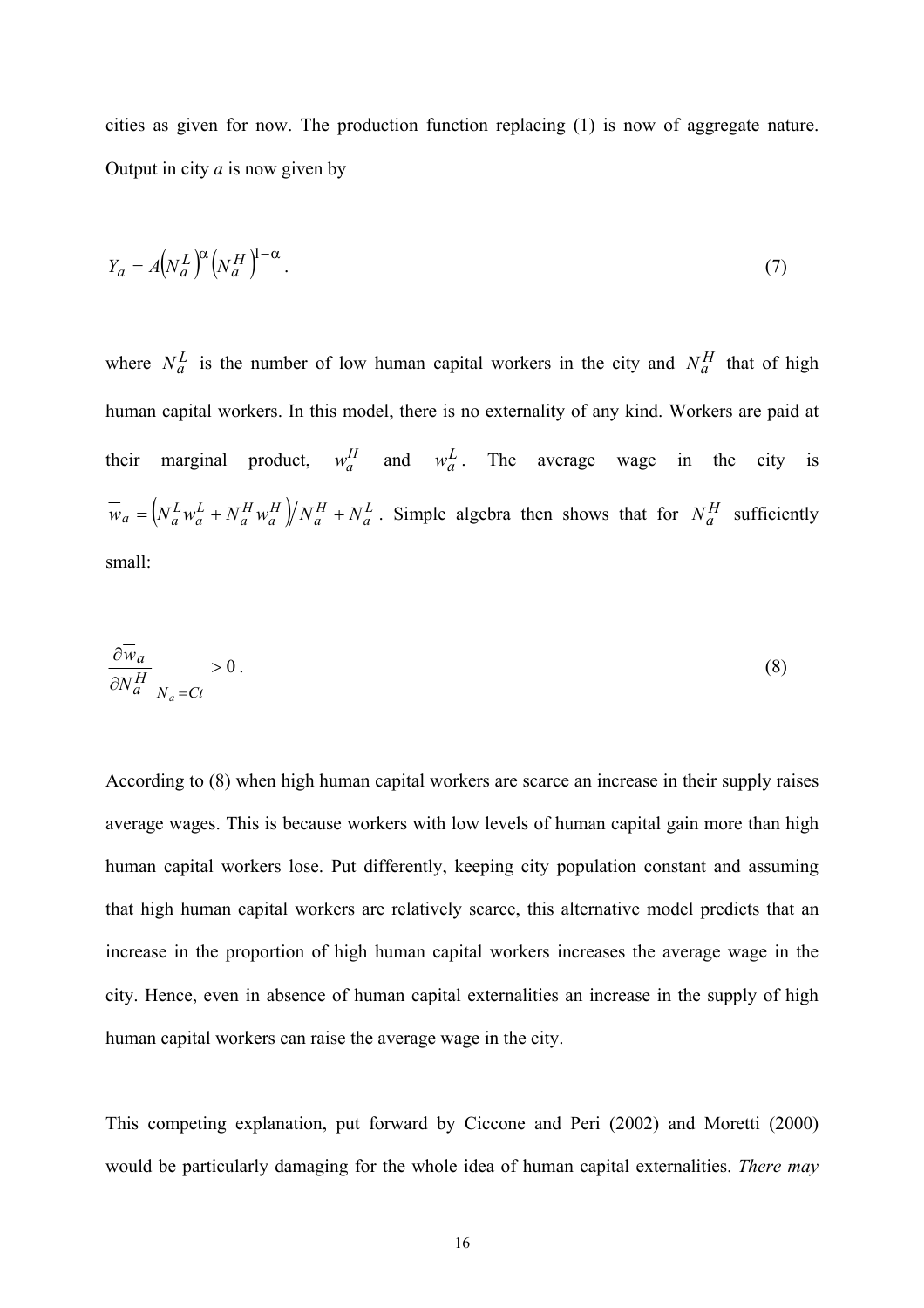cities as given for now. The production function replacing (1) is now of aggregate nature. Output in city *a* is now given by

$$Y_a = A\left(N_a^L\right)^{\alpha}\left(N_a^H\right)^{1-\alpha}. \tag{7}$$

where $N_a^L$ is the number of low human capital workers in the city and $N_a^H$ that of high human capital workers. In this model, there is no externality of any kind. Workers are paid at their marginal product, $w_a^H$ and $w_a^L$. The average wage in the city is $\overline{w}_a = \left(N_a^L w_a^L + N_a^H w_a^H\right) / N_a^H + N_a^L$. Simple algebra then shows that for $N_a^H$ sufficiently small:

$$\left.\frac{\partial \overline{w}_a}{\partial N_a^H}\right|_{N_a = Ct} > 0. \tag{8}$$

According to (8) when high human capital workers are scarce an increase in their supply raises average wages. This is because workers with low levels of human capital gain more than high human capital workers lose. Put differently, keeping city population constant and assuming that high human capital workers are relatively scarce, this alternative model predicts that an increase in the proportion of high human capital workers increases the average wage in the city. Hence, even in absence of human capital externalities an increase in the supply of high human capital workers can raise the average wage in the city.

This competing explanation, put forward by Ciccone and Peri (2002) and Moretti (2000) would be particularly damaging for the whole idea of human capital externalities. *There may*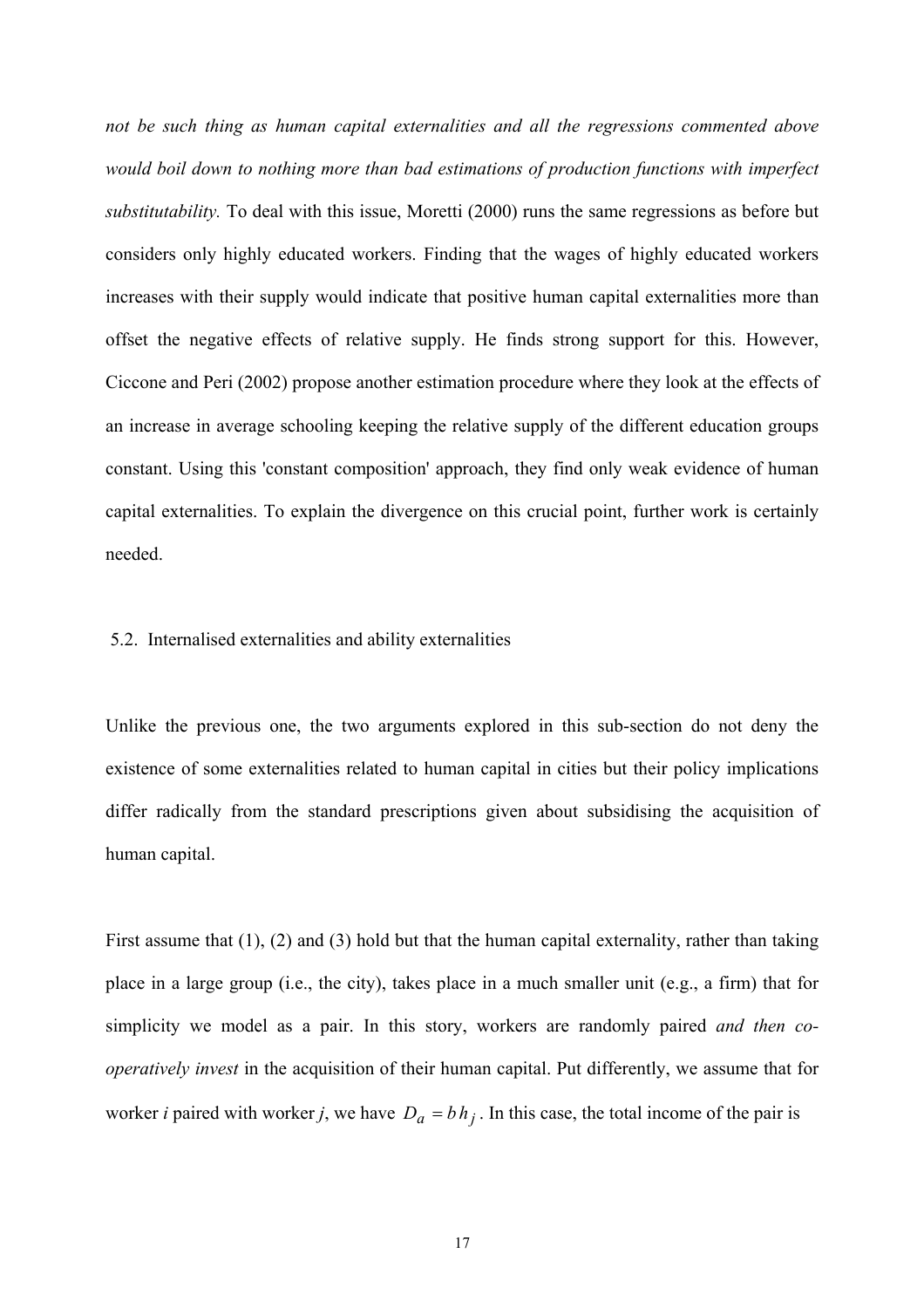*not be such thing as human capital externalities and all the regressions commented above would boil down to nothing more than bad estimations of production functions with imperfect substitutability.* To deal with this issue, Moretti (2000) runs the same regressions as before but considers only highly educated workers. Finding that the wages of highly educated workers increases with their supply would indicate that positive human capital externalities more than offset the negative effects of relative supply. He finds strong support for this. However, Ciccone and Peri (2002) propose another estimation procedure where they look at the effects of an increase in average schooling keeping the relative supply of the different education groups constant. Using this 'constant composition' approach, they find only weak evidence of human capital externalities. To explain the divergence on this crucial point, further work is certainly needed.

### 5.2. Internalised externalities and ability externalities

Unlike the previous one, the two arguments explored in this sub-section do not deny the existence of some externalities related to human capital in cities but their policy implications differ radically from the standard prescriptions given about subsidising the acquisition of human capital.

First assume that (1), (2) and (3) hold but that the human capital externality, rather than taking place in a large group (i.e., the city), takes place in a much smaller unit (e.g., a firm) that for simplicity we model as a pair. In this story, workers are randomly paired *and then co-operatively invest* in the acquisition of their human capital. Put differently, we assume that for worker *i* paired with worker *j*, we have $D_a = b\,h_j$ . In this case, the total income of the pair is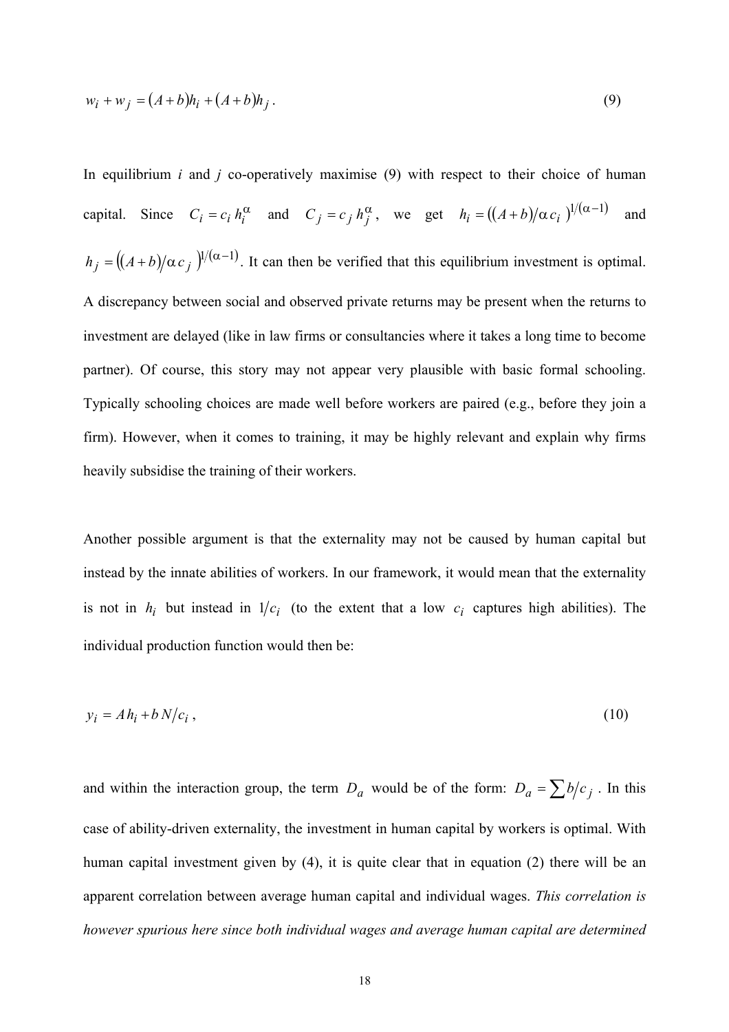$$w_i + w_j = (A + b)h_i + (A + b)h_j \,. \tag{9}$$

In equilibrium $i$ and $j$ co-operatively maximise (9) with respect to their choice of human capital. Since $C_i = c_i\, h_i^{\alpha}$ and $C_j = c_j\, h_j^{\alpha}$, we get $h_i = ((A+b)/\alpha\, c_i)^{1/(\alpha-1)}$ and $h_j = ((A+b)/\alpha\, c_j)^{1/(\alpha-1)}$. It can then be verified that this equilibrium investment is optimal. A discrepancy between social and observed private returns may be present when the returns to investment are delayed (like in law firms or consultancies where it takes a long time to become partner). Of course, this story may not appear very plausible with basic formal schooling. Typically schooling choices are made well before workers are paired (e.g., before they join a firm). However, when it comes to training, it may be highly relevant and explain why firms heavily subsidise the training of their workers.

Another possible argument is that the externality may not be caused by human capital but instead by the innate abilities of workers. In our framework, it would mean that the externality is not in $h_i$ but instead in $1/c_i$ (to the extent that a low $c_i$ captures high abilities). The individual production function would then be:

$$y_i = A\, h_i + b\, N/c_i \,, \tag{10}$$

and within the interaction group, the term $D_a$ would be of the form: $D_a = \sum b/c_j$ . In this case of ability-driven externality, the investment in human capital by workers is optimal. With human capital investment given by (4), it is quite clear that in equation (2) there will be an apparent correlation between average human capital and individual wages. *This correlation is however spurious here since both individual wages and average human capital are determined*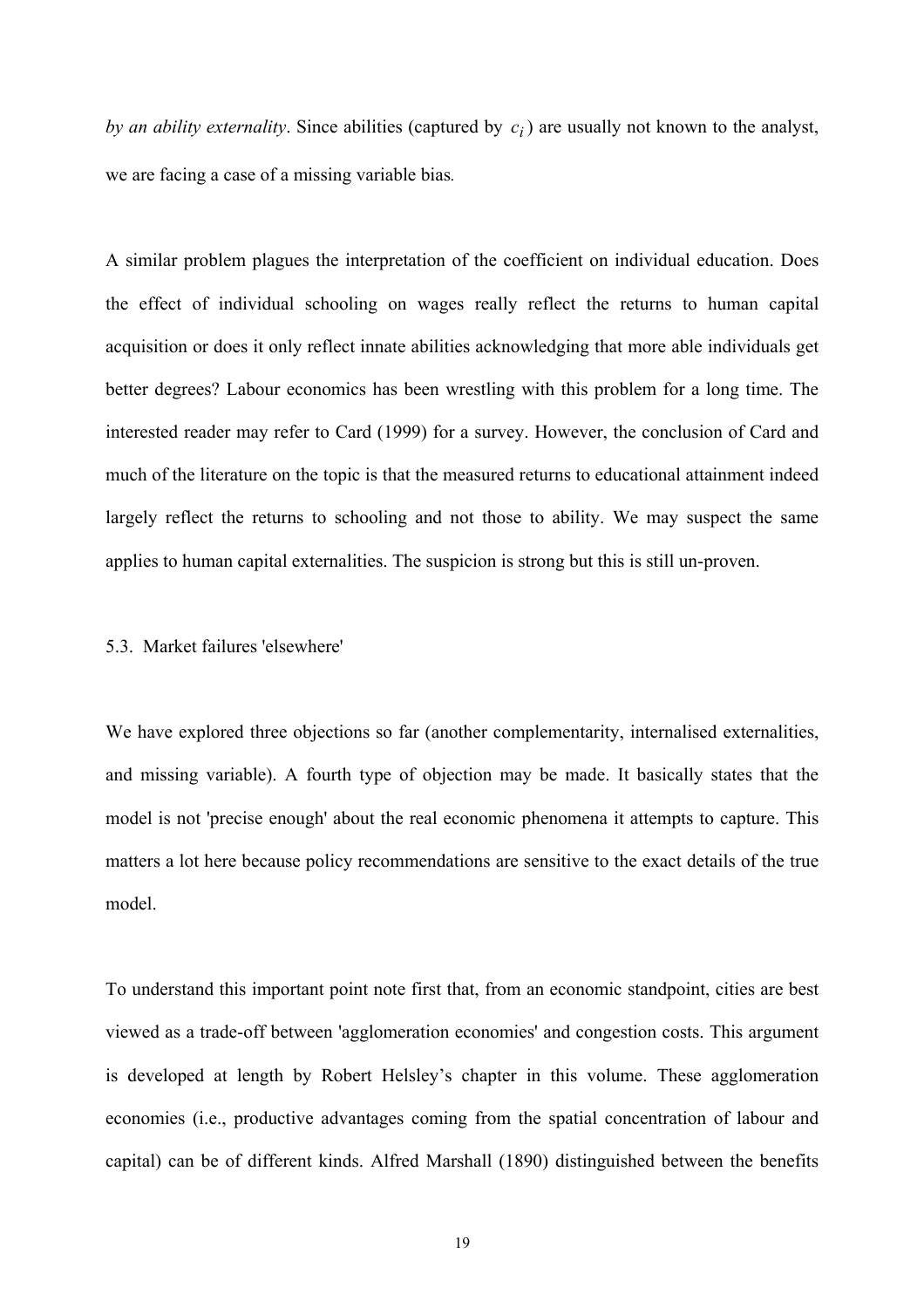*by an ability externality*. Since abilities (captured by $c_i$) are usually not known to the analyst, we are facing a case of a missing variable bias.

A similar problem plagues the interpretation of the coefficient on individual education. Does the effect of individual schooling on wages really reflect the returns to human capital acquisition or does it only reflect innate abilities acknowledging that more able individuals get better degrees? Labour economics has been wrestling with this problem for a long time. The interested reader may refer to Card (1999) for a survey. However, the conclusion of Card and much of the literature on the topic is that the measured returns to educational attainment indeed largely reflect the returns to schooling and not those to ability. We may suspect the same applies to human capital externalities. The suspicion is strong but this is still un-proven.

### 5.3. Market failures 'elsewhere'

We have explored three objections so far (another complementarity, internalised externalities, and missing variable). A fourth type of objection may be made. It basically states that the model is not 'precise enough' about the real economic phenomena it attempts to capture. This matters a lot here because policy recommendations are sensitive to the exact details of the true model.

To understand this important point note first that, from an economic standpoint, cities are best viewed as a trade-off between 'agglomeration economies' and congestion costs. This argument is developed at length by Robert Helsley's chapter in this volume. These agglomeration economies (i.e., productive advantages coming from the spatial concentration of labour and capital) can be of different kinds. Alfred Marshall (1890) distinguished between the benefits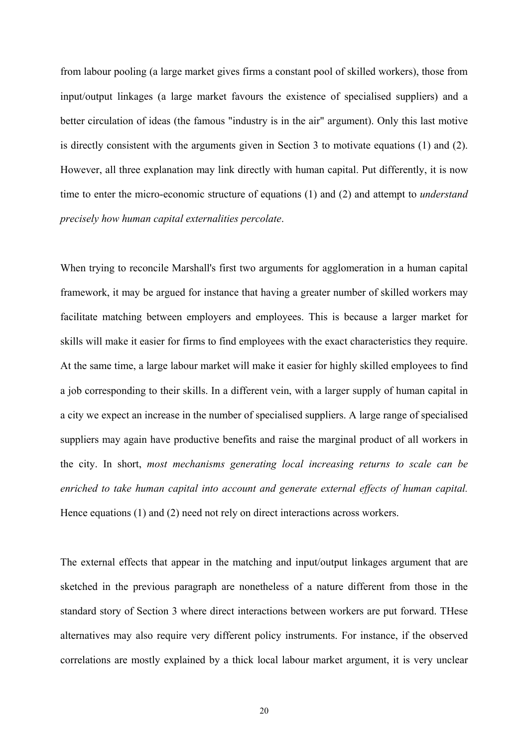from labour pooling (a large market gives firms a constant pool of skilled workers), those from input/output linkages (a large market favours the existence of specialised suppliers) and a better circulation of ideas (the famous "industry is in the air" argument). Only this last motive is directly consistent with the arguments given in Section 3 to motivate equations (1) and (2). However, all three explanation may link directly with human capital. Put differently, it is now time to enter the micro-economic structure of equations (1) and (2) and attempt to *understand precisely how human capital externalities percolate*.

When trying to reconcile Marshall's first two arguments for agglomeration in a human capital framework, it may be argued for instance that having a greater number of skilled workers may facilitate matching between employers and employees. This is because a larger market for skills will make it easier for firms to find employees with the exact characteristics they require. At the same time, a large labour market will make it easier for highly skilled employees to find a job corresponding to their skills. In a different vein, with a larger supply of human capital in a city we expect an increase in the number of specialised suppliers. A large range of specialised suppliers may again have productive benefits and raise the marginal product of all workers in the city. In short, *most mechanisms generating local increasing returns to scale can be enriched to take human capital into account and generate external effects of human capital.* Hence equations (1) and (2) need not rely on direct interactions across workers.

The external effects that appear in the matching and input/output linkages argument that are sketched in the previous paragraph are nonetheless of a nature different from those in the standard story of Section 3 where direct interactions between workers are put forward. THese alternatives may also require very different policy instruments. For instance, if the observed correlations are mostly explained by a thick local labour market argument, it is very unclear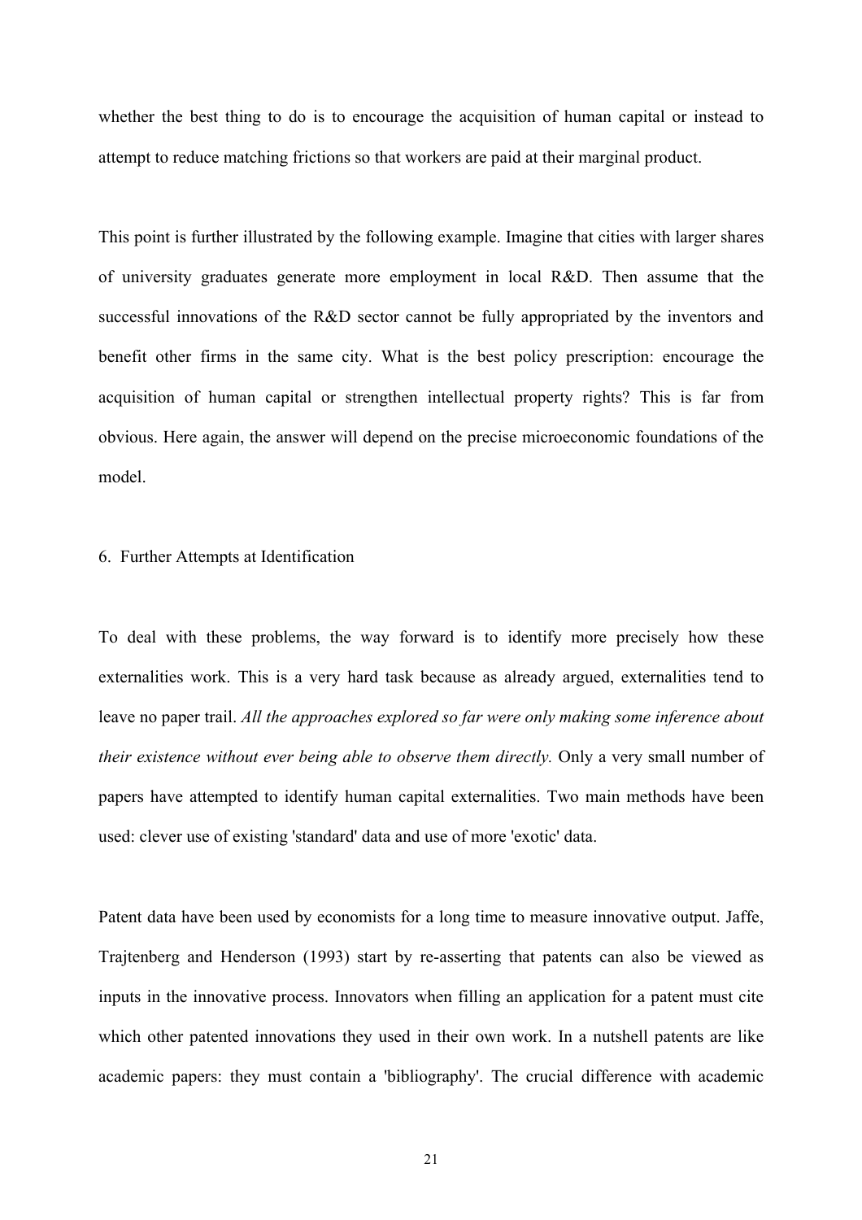whether the best thing to do is to encourage the acquisition of human capital or instead to attempt to reduce matching frictions so that workers are paid at their marginal product.

This point is further illustrated by the following example. Imagine that cities with larger shares of university graduates generate more employment in local R&D. Then assume that the successful innovations of the R&D sector cannot be fully appropriated by the inventors and benefit other firms in the same city. What is the best policy prescription: encourage the acquisition of human capital or strengthen intellectual property rights? This is far from obvious. Here again, the answer will depend on the precise microeconomic foundations of the model.

## 6. Further Attempts at Identification

To deal with these problems, the way forward is to identify more precisely how these externalities work. This is a very hard task because as already argued, externalities tend to leave no paper trail. *All the approaches explored so far were only making some inference about their existence without ever being able to observe them directly.* Only a very small number of papers have attempted to identify human capital externalities. Two main methods have been used: clever use of existing 'standard' data and use of more 'exotic' data.

Patent data have been used by economists for a long time to measure innovative output. Jaffe, Trajtenberg and Henderson (1993) start by re-asserting that patents can also be viewed as inputs in the innovative process. Innovators when filling an application for a patent must cite which other patented innovations they used in their own work. In a nutshell patents are like academic papers: they must contain a 'bibliography'. The crucial difference with academic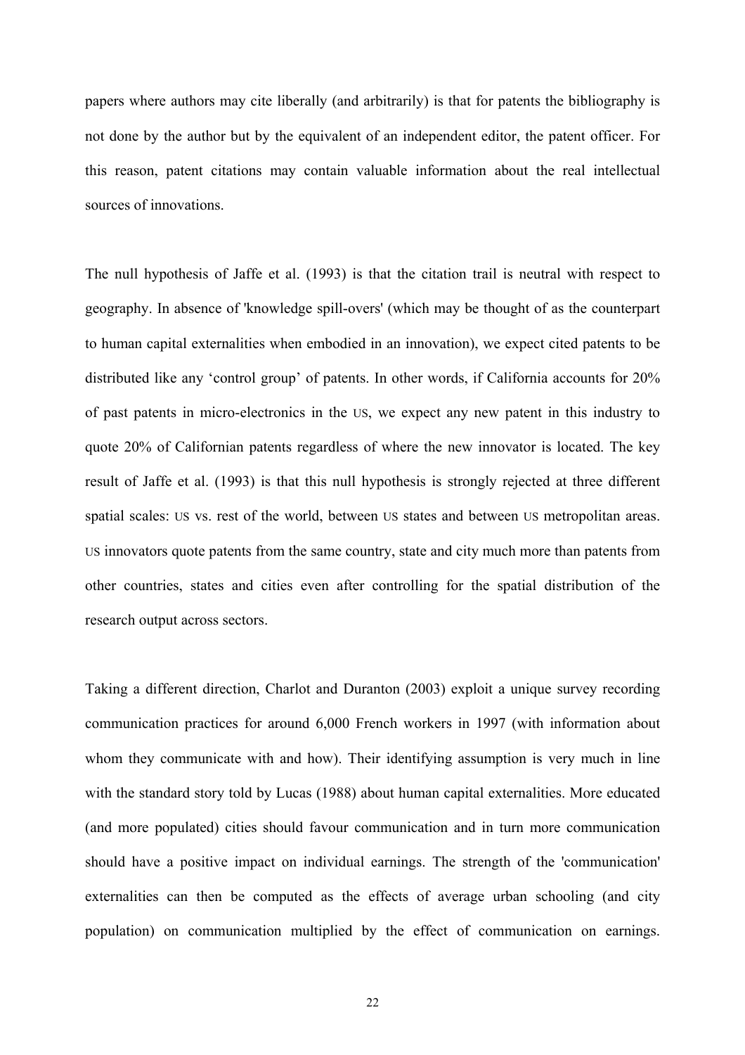papers where authors may cite liberally (and arbitrarily) is that for patents the bibliography is not done by the author but by the equivalent of an independent editor, the patent officer. For this reason, patent citations may contain valuable information about the real intellectual sources of innovations.

The null hypothesis of Jaffe et al. (1993) is that the citation trail is neutral with respect to geography. In absence of 'knowledge spill-overs' (which may be thought of as the counterpart to human capital externalities when embodied in an innovation), we expect cited patents to be distributed like any 'control group' of patents. In other words, if California accounts for 20% of past patents in micro-electronics in the US, we expect any new patent in this industry to quote 20% of Californian patents regardless of where the new innovator is located. The key result of Jaffe et al. (1993) is that this null hypothesis is strongly rejected at three different spatial scales: US vs. rest of the world, between US states and between US metropolitan areas. US innovators quote patents from the same country, state and city much more than patents from other countries, states and cities even after controlling for the spatial distribution of the research output across sectors.

Taking a different direction, Charlot and Duranton (2003) exploit a unique survey recording communication practices for around 6,000 French workers in 1997 (with information about whom they communicate with and how). Their identifying assumption is very much in line with the standard story told by Lucas (1988) about human capital externalities. More educated (and more populated) cities should favour communication and in turn more communication should have a positive impact on individual earnings. The strength of the 'communication' externalities can then be computed as the effects of average urban schooling (and city population) on communication multiplied by the effect of communication on earnings.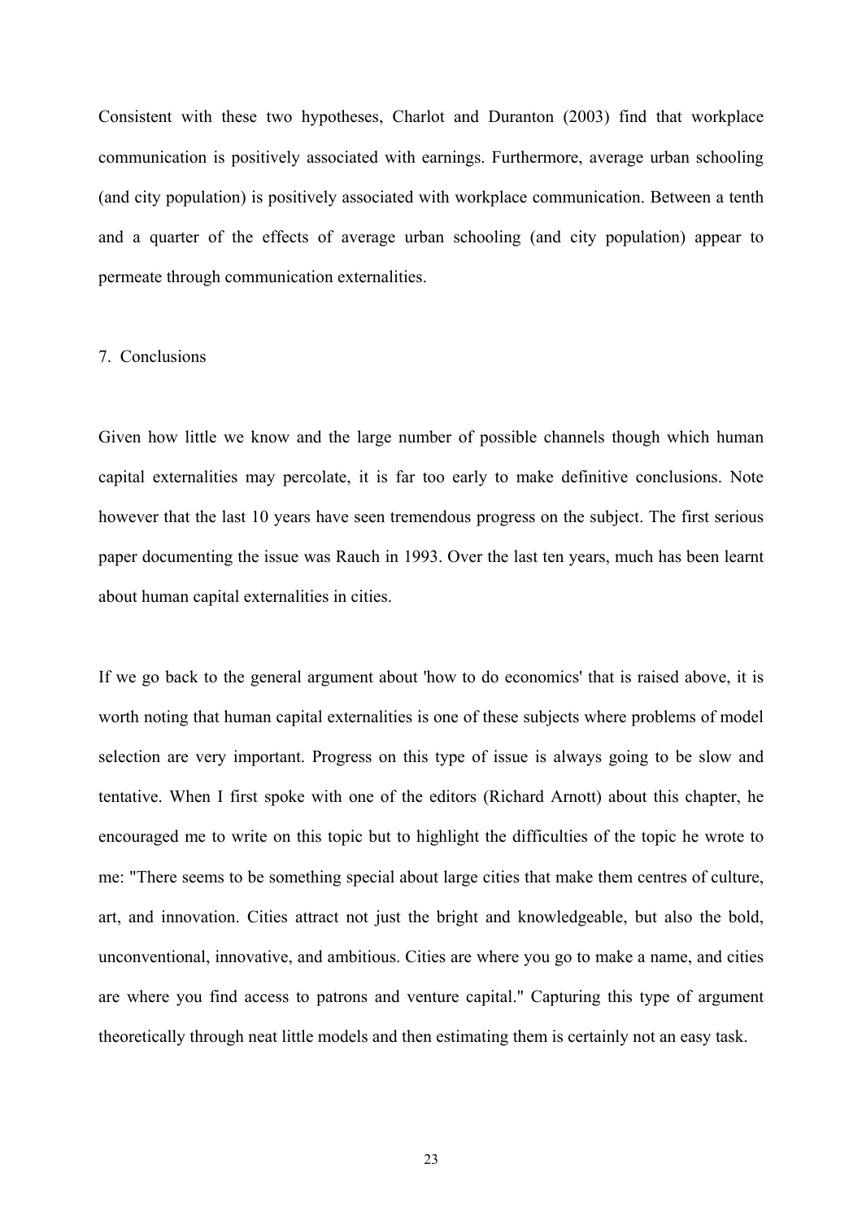Consistent with these two hypotheses, Charlot and Duranton (2003) find that workplace communication is positively associated with earnings. Furthermore, average urban schooling (and city population) is positively associated with workplace communication. Between a tenth and a quarter of the effects of average urban schooling (and city population) appear to permeate through communication externalities.

## 7. Conclusions

Given how little we know and the large number of possible channels though which human capital externalities may percolate, it is far too early to make definitive conclusions. Note however that the last 10 years have seen tremendous progress on the subject. The first serious paper documenting the issue was Rauch in 1993. Over the last ten years, much has been learnt about human capital externalities in cities.

If we go back to the general argument about 'how to do economics' that is raised above, it is worth noting that human capital externalities is one of these subjects where problems of model selection are very important. Progress on this type of issue is always going to be slow and tentative. When I first spoke with one of the editors (Richard Arnott) about this chapter, he encouraged me to write on this topic but to highlight the difficulties of the topic he wrote to me: "There seems to be something special about large cities that make them centres of culture, art, and innovation. Cities attract not just the bright and knowledgeable, but also the bold, unconventional, innovative, and ambitious. Cities are where you go to make a name, and cities are where you find access to patrons and venture capital." Capturing this type of argument theoretically through neat little models and then estimating them is certainly not an easy task.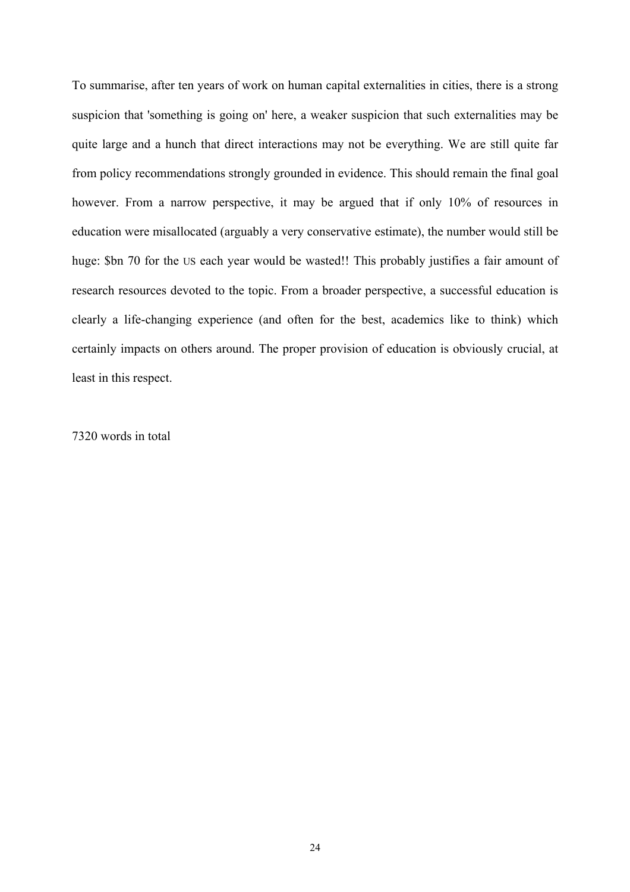To summarise, after ten years of work on human capital externalities in cities, there is a strong suspicion that 'something is going on' here, a weaker suspicion that such externalities may be quite large and a hunch that direct interactions may not be everything. We are still quite far from policy recommendations strongly grounded in evidence. This should remain the final goal however. From a narrow perspective, it may be argued that if only 10% of resources in education were misallocated (arguably a very conservative estimate), the number would still be huge: $bn 70 for the US each year would be wasted!! This probably justifies a fair amount of research resources devoted to the topic. From a broader perspective, a successful education is clearly a life-changing experience (and often for the best, academics like to think) which certainly impacts on others around. The proper provision of education is obviously crucial, at least in this respect.

7320 words in total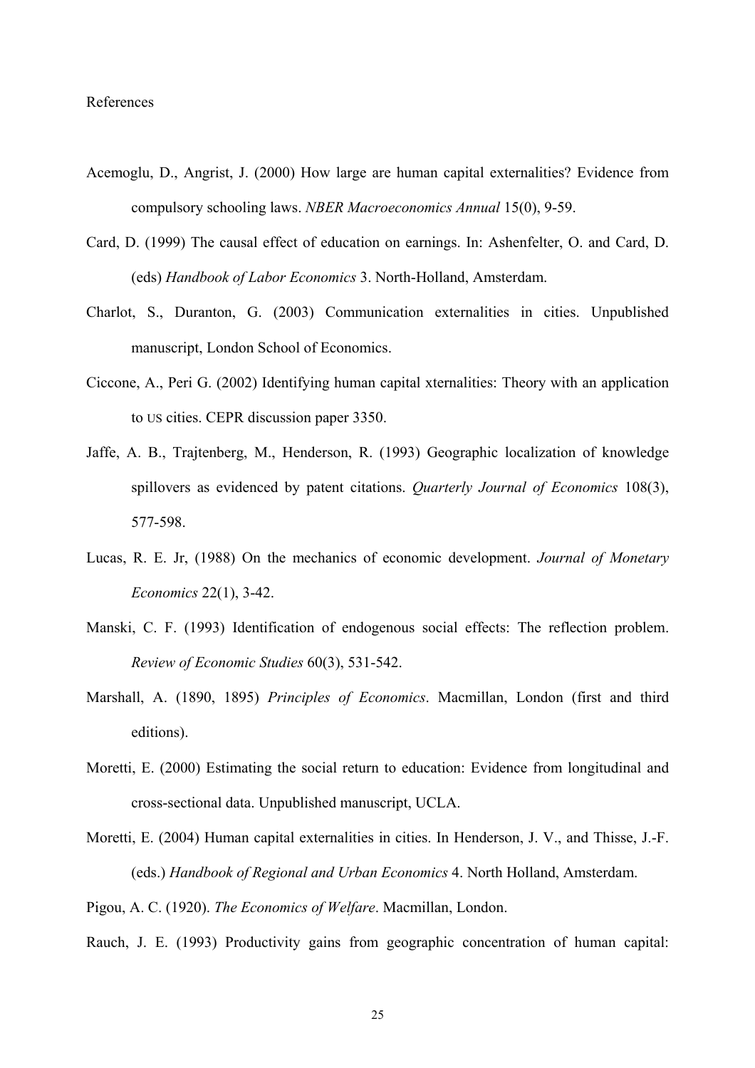References

Acemoglu, D., Angrist, J. (2000) How large are human capital externalities? Evidence from compulsory schooling laws. *NBER Macroeconomics Annual* 15(0), 9-59.

Card, D. (1999) The causal effect of education on earnings. In: Ashenfelter, O. and Card, D. (eds) *Handbook of Labor Economics* 3. North-Holland, Amsterdam.

Charlot, S., Duranton, G. (2003) Communication externalities in cities. Unpublished manuscript, London School of Economics.

Ciccone, A., Peri G. (2002) Identifying human capital xternalities: Theory with an application to US cities. CEPR discussion paper 3350.

Jaffe, A. B., Trajtenberg, M., Henderson, R. (1993) Geographic localization of knowledge spillovers as evidenced by patent citations. *Quarterly Journal of Economics* 108(3), 577-598.

Lucas, R. E. Jr, (1988) On the mechanics of economic development. *Journal of Monetary Economics* 22(1), 3-42.

Manski, C. F. (1993) Identification of endogenous social effects: The reflection problem. *Review of Economic Studies* 60(3), 531-542.

Marshall, A. (1890, 1895) *Principles of Economics*. Macmillan, London (first and third editions).

Moretti, E. (2000) Estimating the social return to education: Evidence from longitudinal and cross-sectional data. Unpublished manuscript, UCLA.

Moretti, E. (2004) Human capital externalities in cities. In Henderson, J. V., and Thisse, J.-F. (eds.) *Handbook of Regional and Urban Economics* 4. North Holland, Amsterdam.

Pigou, A. C. (1920). *The Economics of Welfare*. Macmillan, London.

Rauch, J. E. (1993) Productivity gains from geographic concentration of human capital: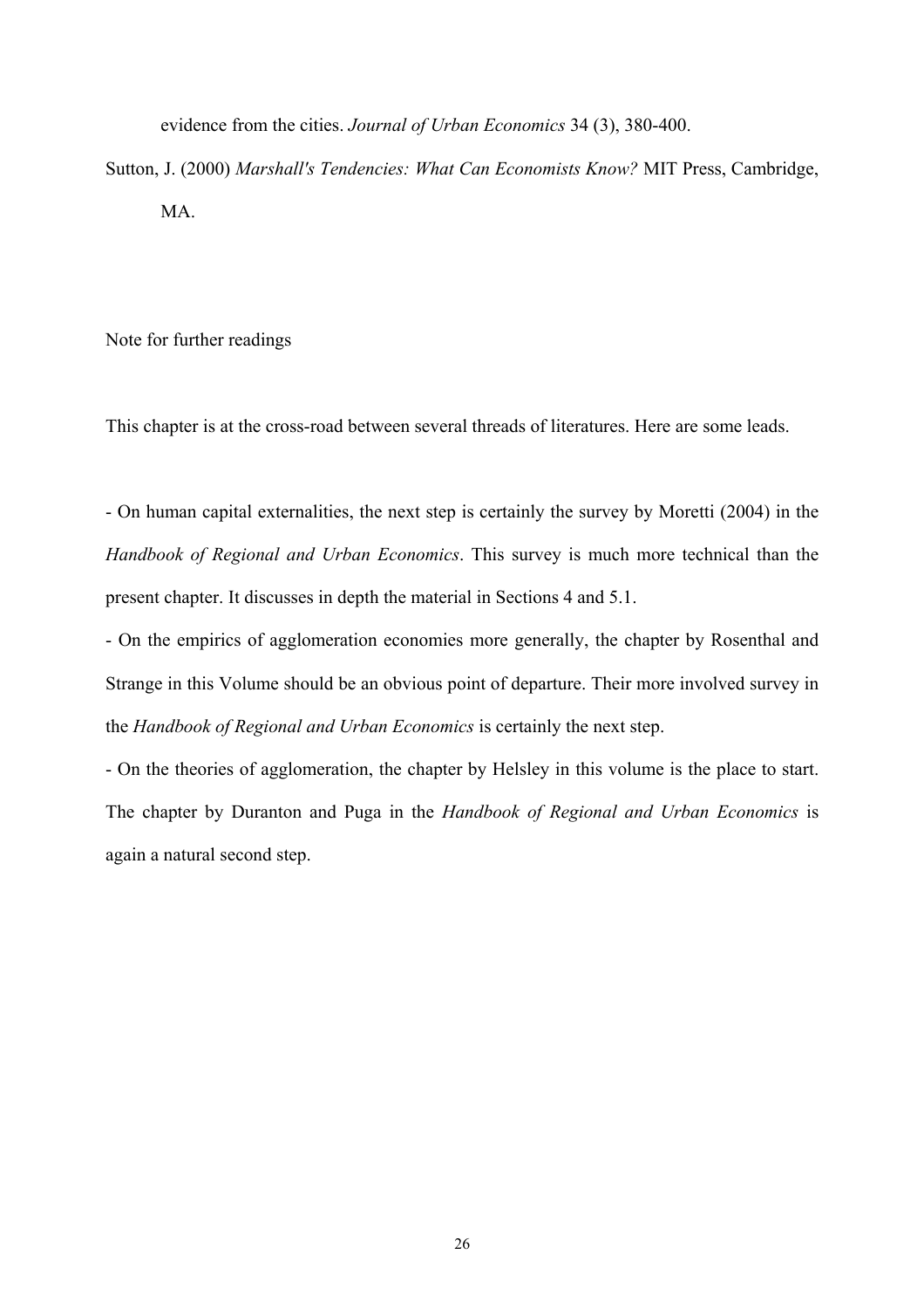evidence from the cities. *Journal of Urban Economics* 34 (3), 380-400.

Sutton, J. (2000) *Marshall's Tendencies: What Can Economists Know?* MIT Press, Cambridge, MA.

Note for further readings

This chapter is at the cross-road between several threads of literatures. Here are some leads.

- On human capital externalities, the next step is certainly the survey by Moretti (2004) in the *Handbook of Regional and Urban Economics*. This survey is much more technical than the present chapter. It discusses in depth the material in Sections 4 and 5.1.
- On the empirics of agglomeration economies more generally, the chapter by Rosenthal and Strange in this Volume should be an obvious point of departure. Their more involved survey in the *Handbook of Regional and Urban Economics* is certainly the next step.
- On the theories of agglomeration, the chapter by Helsley in this volume is the place to start. The chapter by Duranton and Puga in the *Handbook of Regional and Urban Economics* is again a natural second step.